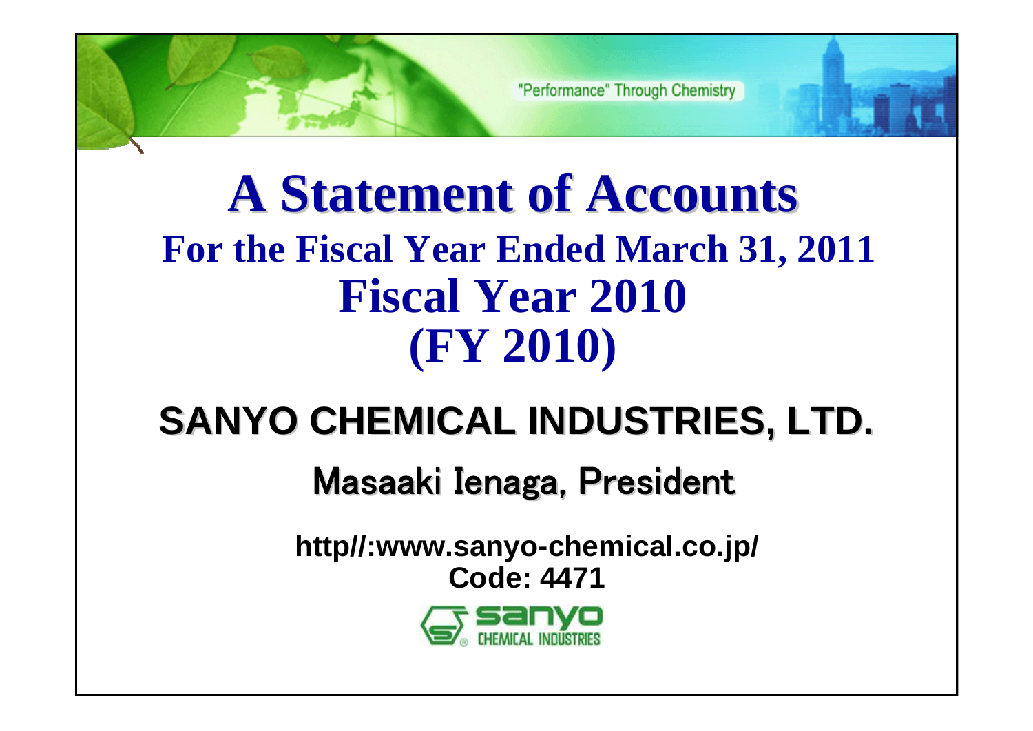"Performance" Through Chemistry

# A Statement of Accounts

## For the Fiscal Year Ended March 31, 2011

## Fiscal Year 2010

## (FY 2010)

**SANYO CHEMICAL INDUSTRIES, LTD.**

Masaaki Ienaga, President

**http//:www.sanyo-chemical.co.jp/**

**Code: 4471**

sanyo CHEMICAL INDUSTRIES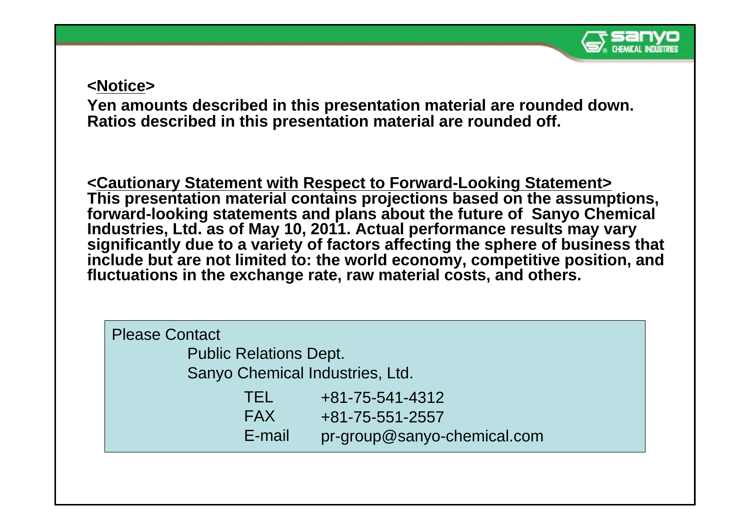**<Notice>**

**Yen amounts described in this presentation material are rounded down.**
**Ratios described in this presentation material are rounded off.**

**<Cautionary Statement with Respect to Forward-Looking Statement>**
**This presentation material contains projections based on the assumptions, forward-looking statements and plans about the future of Sanyo Chemical Industries, Ltd. as of May 10, 2011. Actual performance results may vary significantly due to a variety of factors affecting the sphere of business that include but are not limited to: the world economy, competitive position, and fluctuations in the exchange rate, raw material costs, and others.**

Please Contact

Public Relations Dept.
Sanyo Chemical Industries, Ltd.

| | |
|---|---|
| TEL | +81-75-541-4312 |
| FAX | +81-75-551-2557 |
| E-mail | pr-group@sanyo-chemical.com |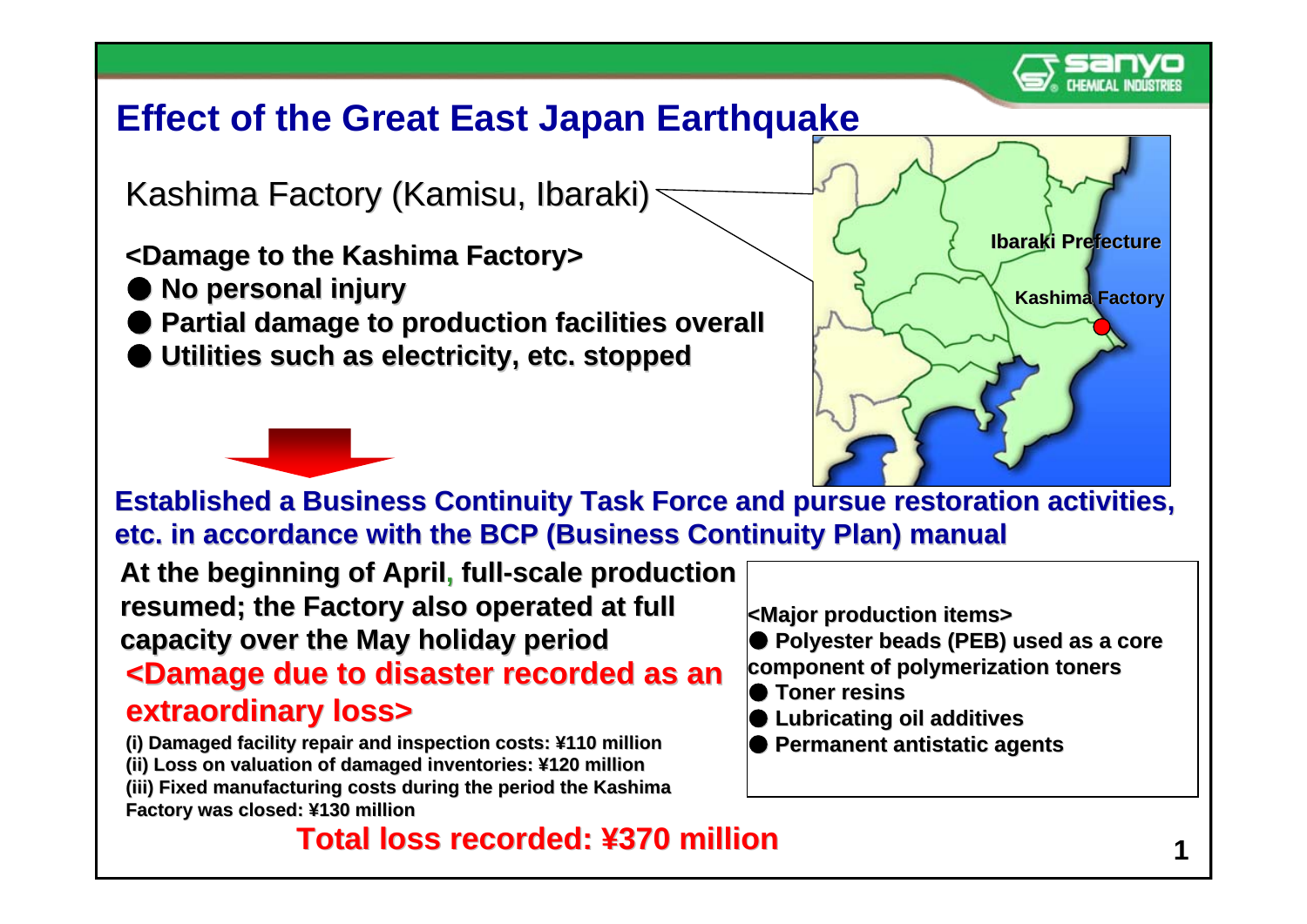# Effect of the Great East Japan Earthquake

Kashima Factory (Kamisu, Ibaraki)

**<Damage to the Kashima Factory>**

- **No personal injury**
- **Partial damage to production facilities overall**
- **Utilities such as electricity, etc. stopped**

Ibaraki Prefecture

Kashima Factory

**Established a Business Continuity Task Force and pursue restoration activities, etc. in accordance with the BCP (Business Continuity Plan) manual**

**At the beginning of April, full-scale production resumed; the Factory also operated at full capacity over the May holiday period**

**<Damage due to disaster recorded as an extraordinary loss>**

**(i) Damaged facility repair and inspection costs: ¥110 million**
**(ii) Loss on valuation of damaged inventories: ¥120 million**
**(iii) Fixed manufacturing costs during the period the Kashima Factory was closed: ¥130 million**

**Total loss recorded: ¥370 million**

**<Major production items>**

- **Polyester beads (PEB) used as a core component of polymerization toners**
- **Toner resins**
- **Lubricating oil additives**
- **Permanent antistatic agents**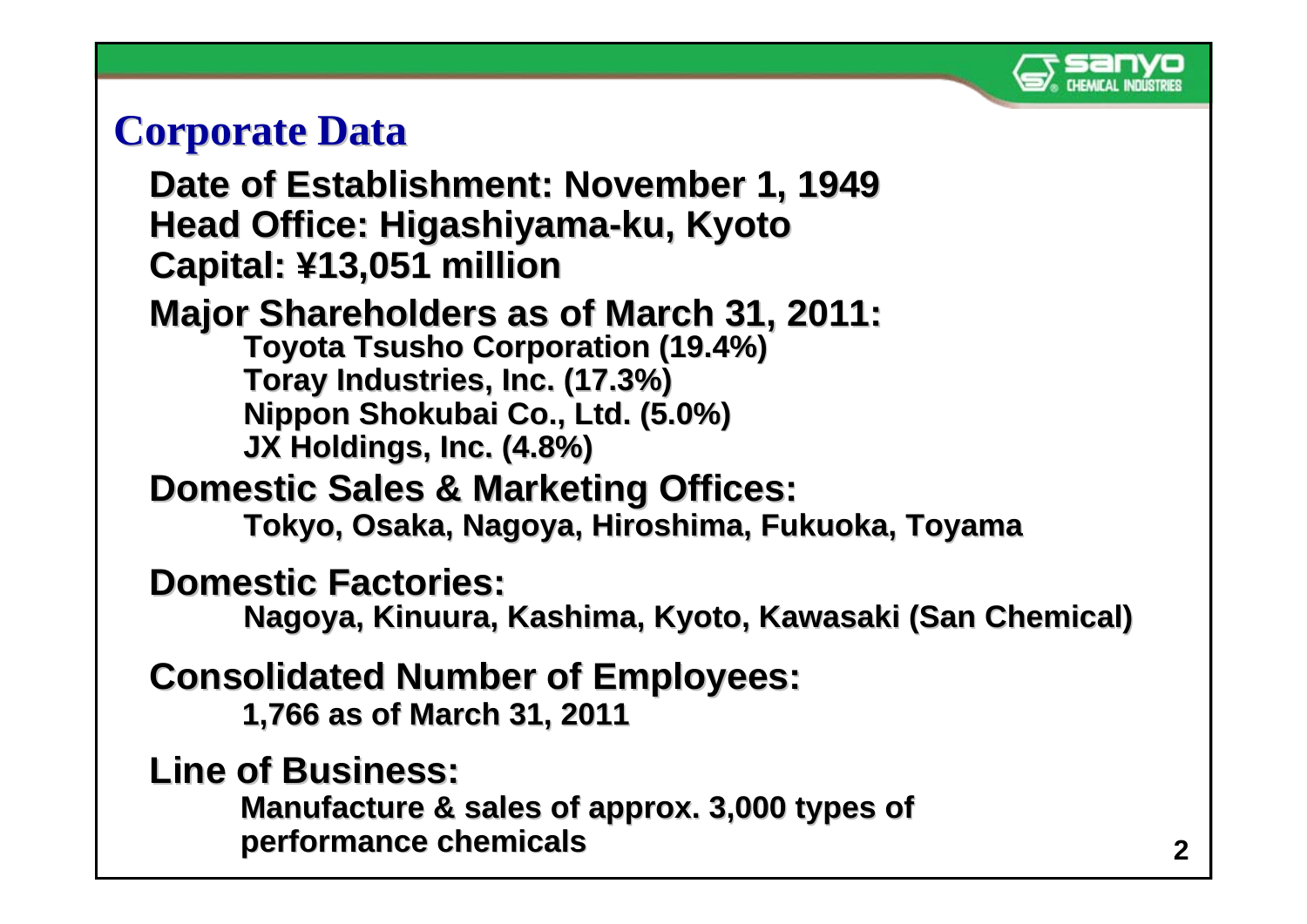# Corporate Data

**Date of Establishment: November 1, 1949**

**Head Office: Higashiyama-ku, Kyoto**

**Capital: ¥13,051 million**

**Major Shareholders as of March 31, 2011:**

- Toyota Tsusho Corporation (19.4%)
- Toray Industries, Inc. (17.3%)
- Nippon Shokubai Co., Ltd. (5.0%)
- JX Holdings, Inc. (4.8%)

**Domestic Sales & Marketing Offices:**

Tokyo, Osaka, Nagoya, Hiroshima, Fukuoka, Toyama

**Domestic Factories:**

Nagoya, Kinuura, Kashima, Kyoto, Kawasaki (San Chemical)

**Consolidated Number of Employees:**

1,766 as of March 31, 2011

**Line of Business:**

Manufacture & sales of approx. 3,000 types of performance chemicals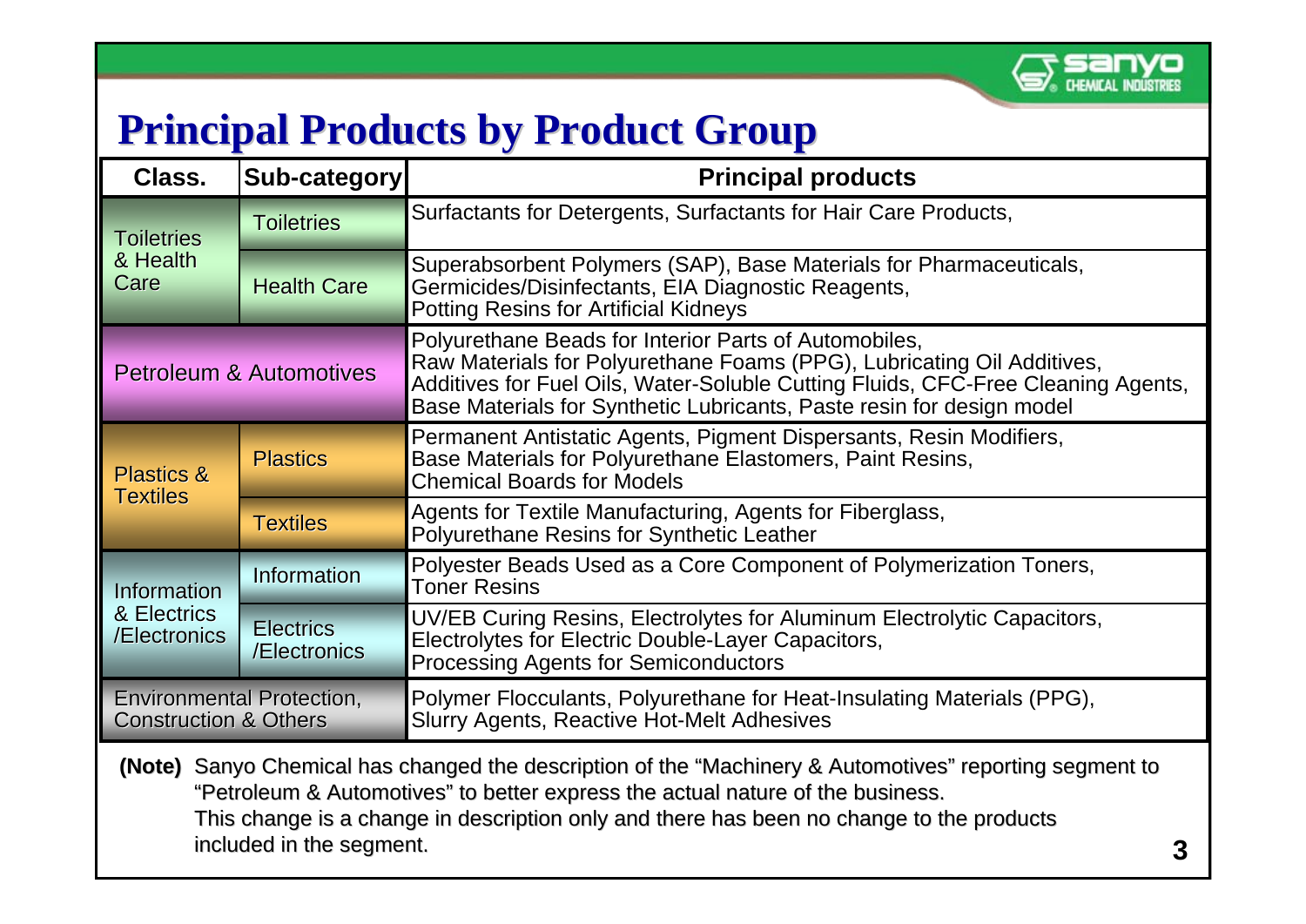# Principal Products by Product Group

| Class. | Sub-category | Principal products |
|---|---|---|
| Toiletries & Health Care | Toiletries | Surfactants for Detergents, Surfactants for Hair Care Products, |
| | Health Care | Superabsorbent Polymers (SAP), Base Materials for Pharmaceuticals, Germicides/Disinfectants, EIA Diagnostic Reagents, Potting Resins for Artificial Kidneys |
| Petroleum & Automotives | | Polyurethane Beads for Interior Parts of Automobiles, Raw Materials for Polyurethane Foams (PPG), Lubricating Oil Additives, Additives for Fuel Oils, Water-Soluble Cutting Fluids, CFC-Free Cleaning Agents, Base Materials for Synthetic Lubricants, Paste resin for design model |
| Plastics & Textiles | Plastics | Permanent Antistatic Agents, Pigment Dispersants, Resin Modifiers, Base Materials for Polyurethane Elastomers, Paint Resins, Chemical Boards for Models |
| | Textiles | Agents for Textile Manufacturing, Agents for Fiberglass, Polyurethane Resins for Synthetic Leather |
| Information & Electrics /Electronics | Information | Polyester Beads Used as a Core Component of Polymerization Toners, Toner Resins |
| | Electrics /Electronics | UV/EB Curing Resins, Electrolytes for Aluminum Electrolytic Capacitors, Electrolytes for Electric Double-Layer Capacitors, Processing Agents for Semiconductors |
| Environmental Protection, Construction & Others | | Polymer Flocculants, Polyurethane for Heat-Insulating Materials (PPG), Slurry Agents, Reactive Hot-Melt Adhesives |

**(Note)** Sanyo Chemical has changed the description of the "Machinery & Automotives" reporting segment to "Petroleum & Automotives" to better express the actual nature of the business. This change is a change in description only and there has been no change to the products included in the segment.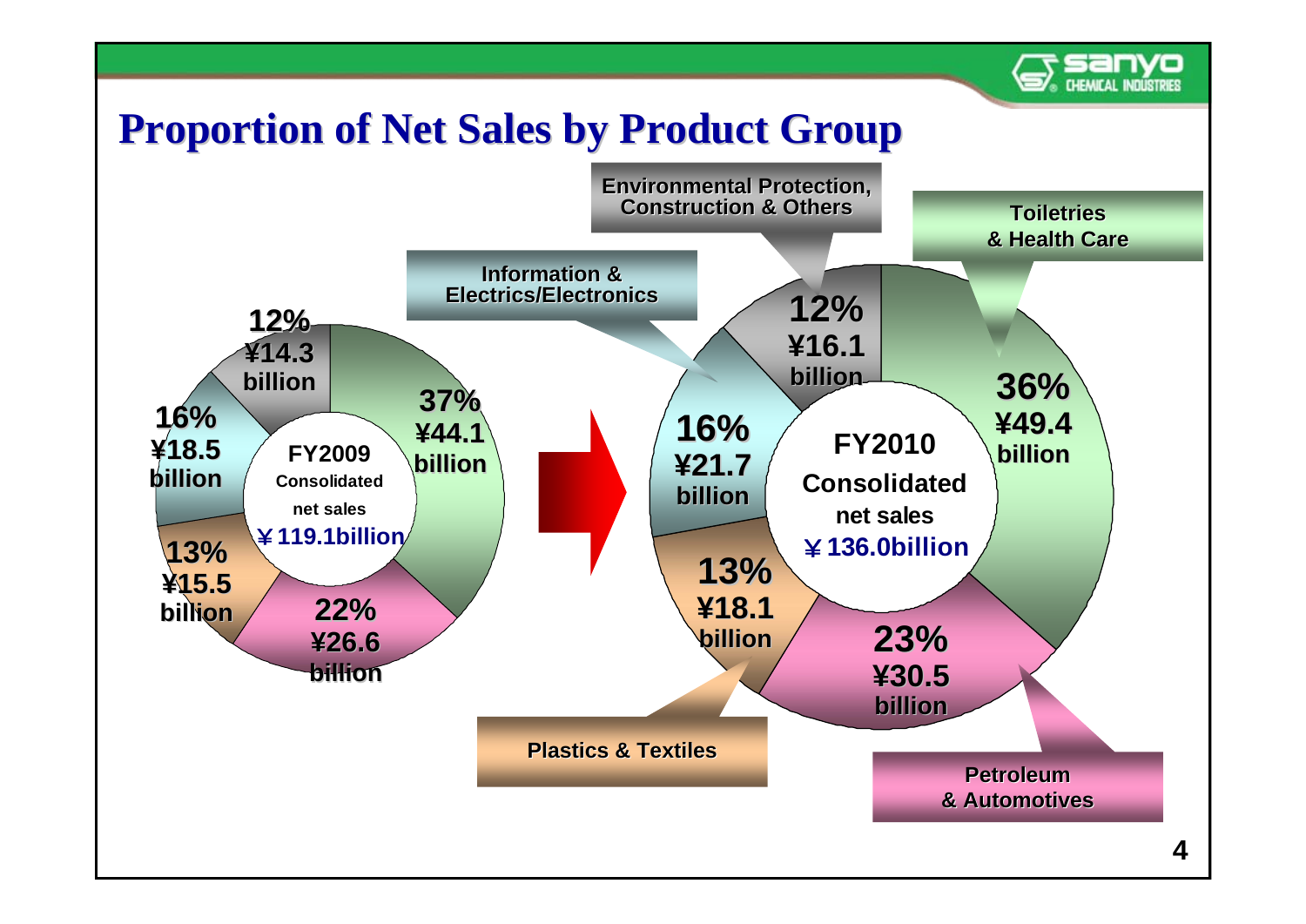# Proportion of Net Sales by Product Group

| Product Group | FY2009 | | FY2010 | |
|---|---|---|---|---|
| | % | Net sales | % | Net sales |
| Toiletries & Health Care | 37% | ¥44.1 billion | 36% | ¥49.4 billion |
| Petroleum & Automotives | 22% | ¥26.6 billion | 23% | ¥30.5 billion |
| Plastics & Textiles | 13% | ¥15.5 billion | 13% | ¥18.1 billion |
| Information & Electrics/Electronics | 16% | ¥18.5 billion | 16% | ¥21.7 billion |
| Environmental Protection, Construction & Others | 12% | ¥14.3 billion | 12% | ¥16.1 billion |
| Consolidated net sales | | ¥119.1billion | | ¥136.0billion |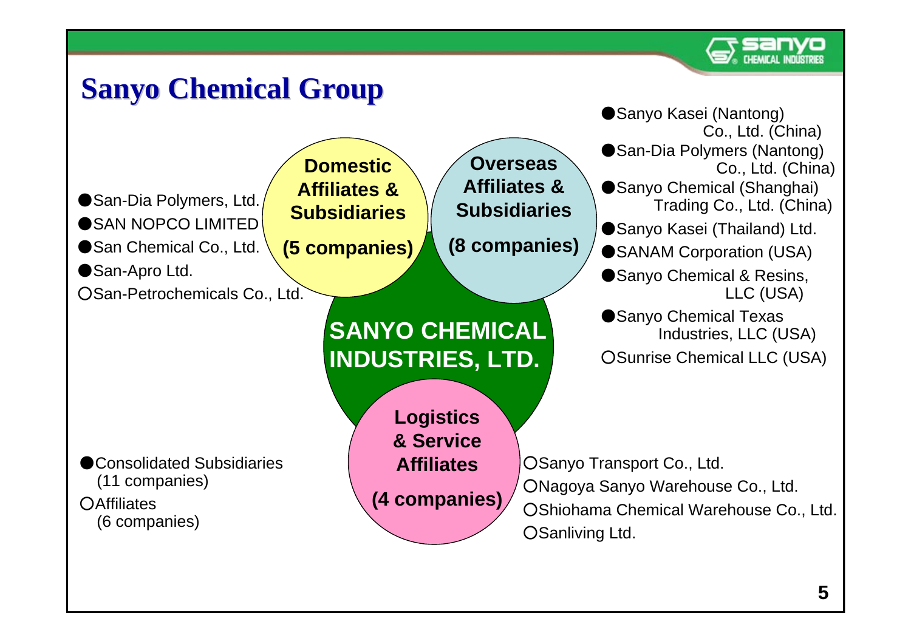# Sanyo Chemical Group

**SANYO CHEMICAL INDUSTRIES, LTD.**

**Domestic Affiliates & Subsidiaries (5 companies)**

- ●San-Dia Polymers, Ltd.
- ●SAN NOPCO LIMITED
- ●San Chemical Co., Ltd.
- ●San-Apro Ltd.
- ○San-Petrochemicals Co., Ltd.

**Overseas Affiliates & Subsidiaries (8 companies)**

- ●Sanyo Kasei (Nantong) Co., Ltd. (China)
- ●San-Dia Polymers (Nantong) Co., Ltd. (China)
- ●Sanyo Chemical (Shanghai) Trading Co., Ltd. (China)
- ●Sanyo Kasei (Thailand) Ltd.
- ●SANAM Corporation (USA)
- ●Sanyo Chemical & Resins, LLC (USA)
- ●Sanyo Chemical Texas Industries, LLC (USA)
- ○Sunrise Chemical LLC (USA)

**Logistics & Service Affiliates (4 companies)**

- ○Sanyo Transport Co., Ltd.
- ○Nagoya Sanyo Warehouse Co., Ltd.
- ○Shiohama Chemical Warehouse Co., Ltd.
- ○Sanliving Ltd.

●Consolidated Subsidiaries (11 companies)
○Affiliates (6 companies)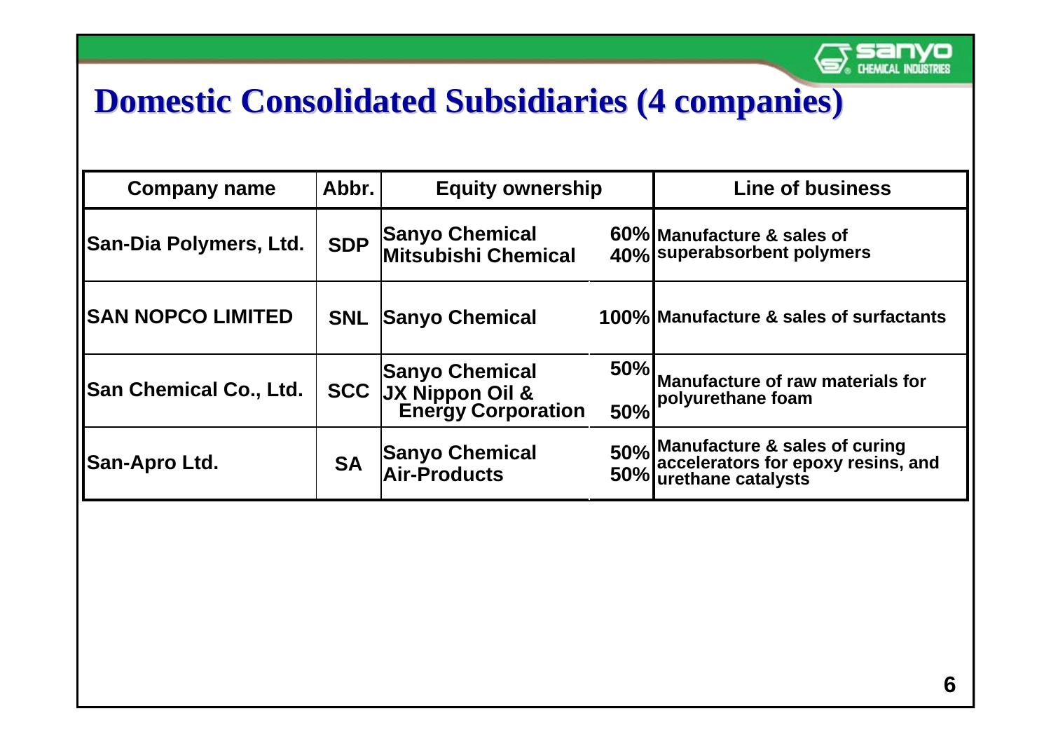# Domestic Consolidated Subsidiaries (4 companies)

| Company name | Abbr. | Equity ownership | | Line of business |
|---|---|---|---|---|
| San-Dia Polymers, Ltd. | SDP | Sanyo Chemical<br>Mitsubishi Chemical | 60%<br>40% | Manufacture & sales of superabsorbent polymers |
| SAN NOPCO LIMITED | SNL | Sanyo Chemical | 100% | Manufacture & sales of surfactants |
| San Chemical Co., Ltd. | SCC | Sanyo Chemical<br>JX Nippon Oil & Energy Corporation | 50%<br>50% | Manufacture of raw materials for polyurethane foam |
| San-Apro Ltd. | SA | Sanyo Chemical<br>Air-Products | 50%<br>50% | Manufacture & sales of curing accelerators for epoxy resins, and urethane catalysts |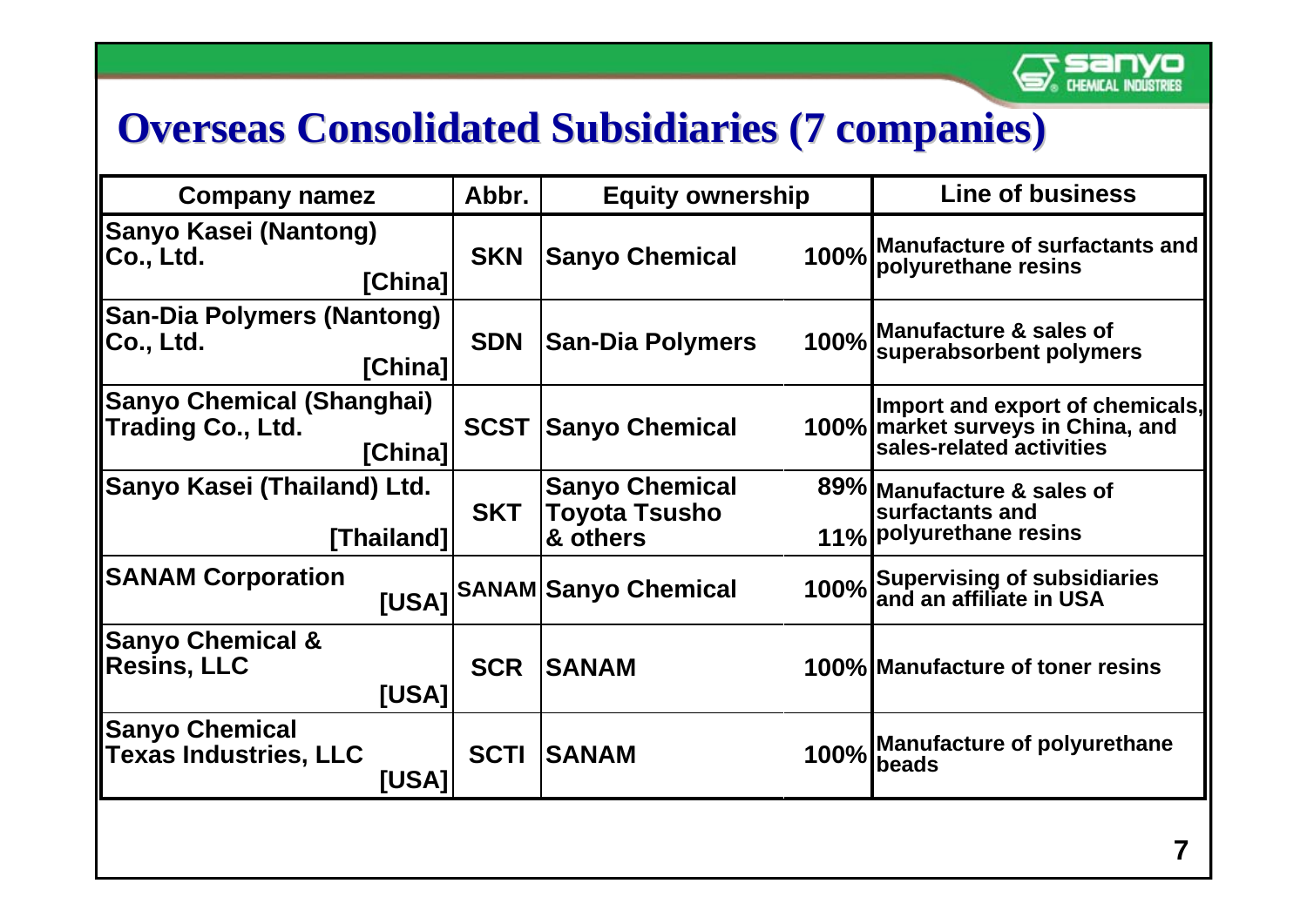# Overseas Consolidated Subsidiaries (7 companies)

| Company namez | Abbr. | Equity ownership | | Line of business |
|---|---|---|---|---|
| Sanyo Kasei (Nantong) Co., Ltd. [China] | SKN | Sanyo Chemical | 100% | Manufacture of surfactants and polyurethane resins |
| San-Dia Polymers (Nantong) Co., Ltd. [China] | SDN | San-Dia Polymers | 100% | Manufacture & sales of superabsorbent polymers |
| Sanyo Chemical (Shanghai) Trading Co., Ltd. [China] | SCST | Sanyo Chemical | 100% | Import and export of chemicals, market surveys in China, and sales-related activities |
| Sanyo Kasei (Thailand) Ltd. [Thailand] | SKT | Sanyo Chemical<br>Toyota Tsusho<br>& others | 89%<br><br>11% | Manufacture & sales of surfactants and polyurethane resins |
| SANAM Corporation [USA] | SANAM | Sanyo Chemical | 100% | Supervising of subsidiaries and an affiliate in USA |
| Sanyo Chemical & Resins, LLC [USA] | SCR | SANAM | 100% | Manufacture of toner resins |
| Sanyo Chemical Texas Industries, LLC [USA] | SCTI | SANAM | 100% | Manufacture of polyurethane beads |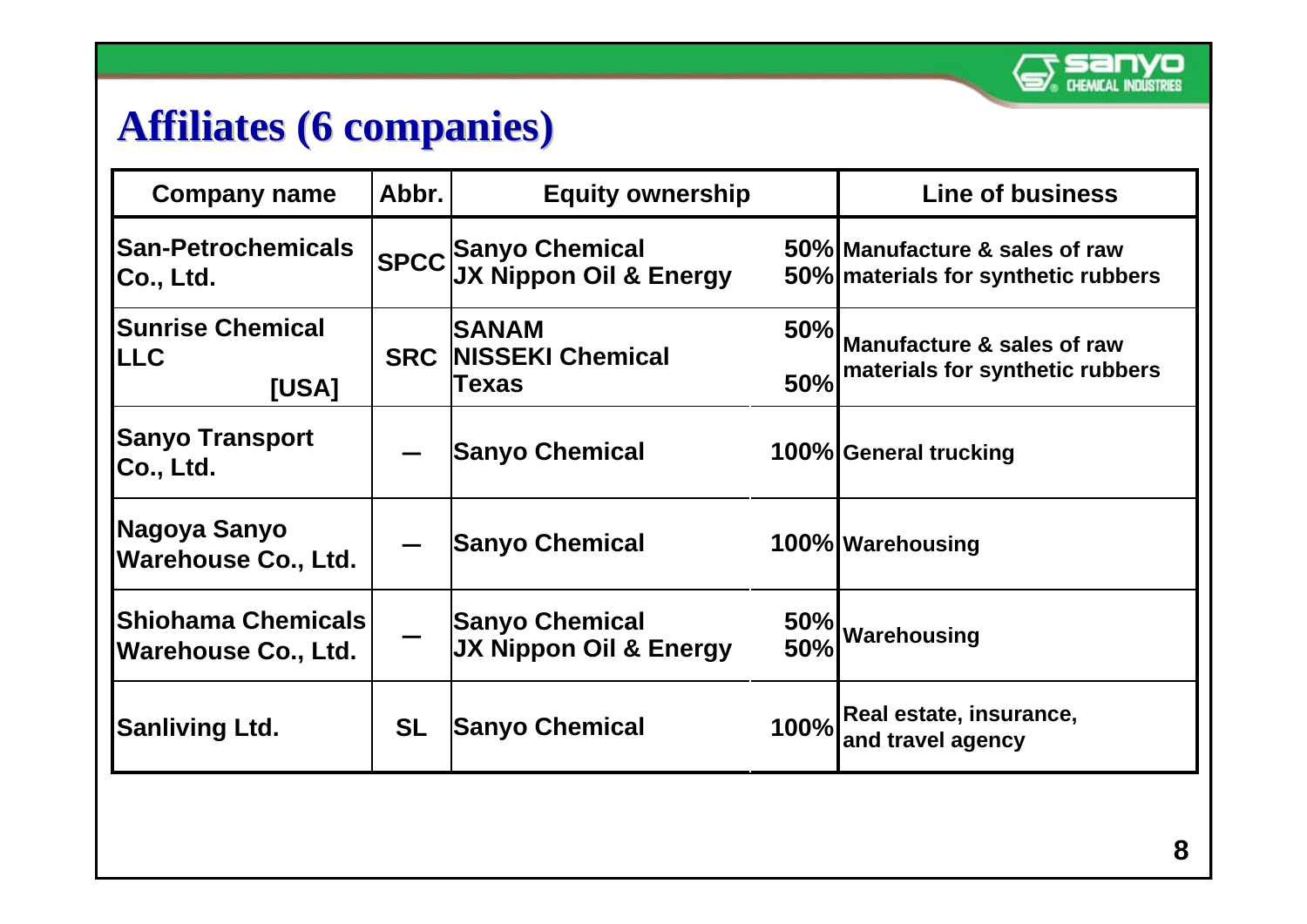# Affiliates (6 companies)

| Company name | Abbr. | Equity ownership | | Line of business |
|---|---|---|---|---|
| San-Petrochemicals Co., Ltd. | SPCC | Sanyo Chemical<br>JX Nippon Oil & Energy | 50%<br>50% | Manufacture & sales of raw materials for synthetic rubbers |
| Sunrise Chemical LLC [USA] | SRC | SANAM<br>NISSEKI Chemical Texas | 50%<br>50% | Manufacture & sales of raw materials for synthetic rubbers |
| Sanyo Transport Co., Ltd. | — | Sanyo Chemical | 100% | General trucking |
| Nagoya Sanyo Warehouse Co., Ltd. | — | Sanyo Chemical | 100% | Warehousing |
| Shiohama Chemicals Warehouse Co., Ltd. | — | Sanyo Chemical<br>JX Nippon Oil & Energy | 50%<br>50% | Warehousing |
| Sanliving Ltd. | SL | Sanyo Chemical | 100% | Real estate, insurance, and travel agency |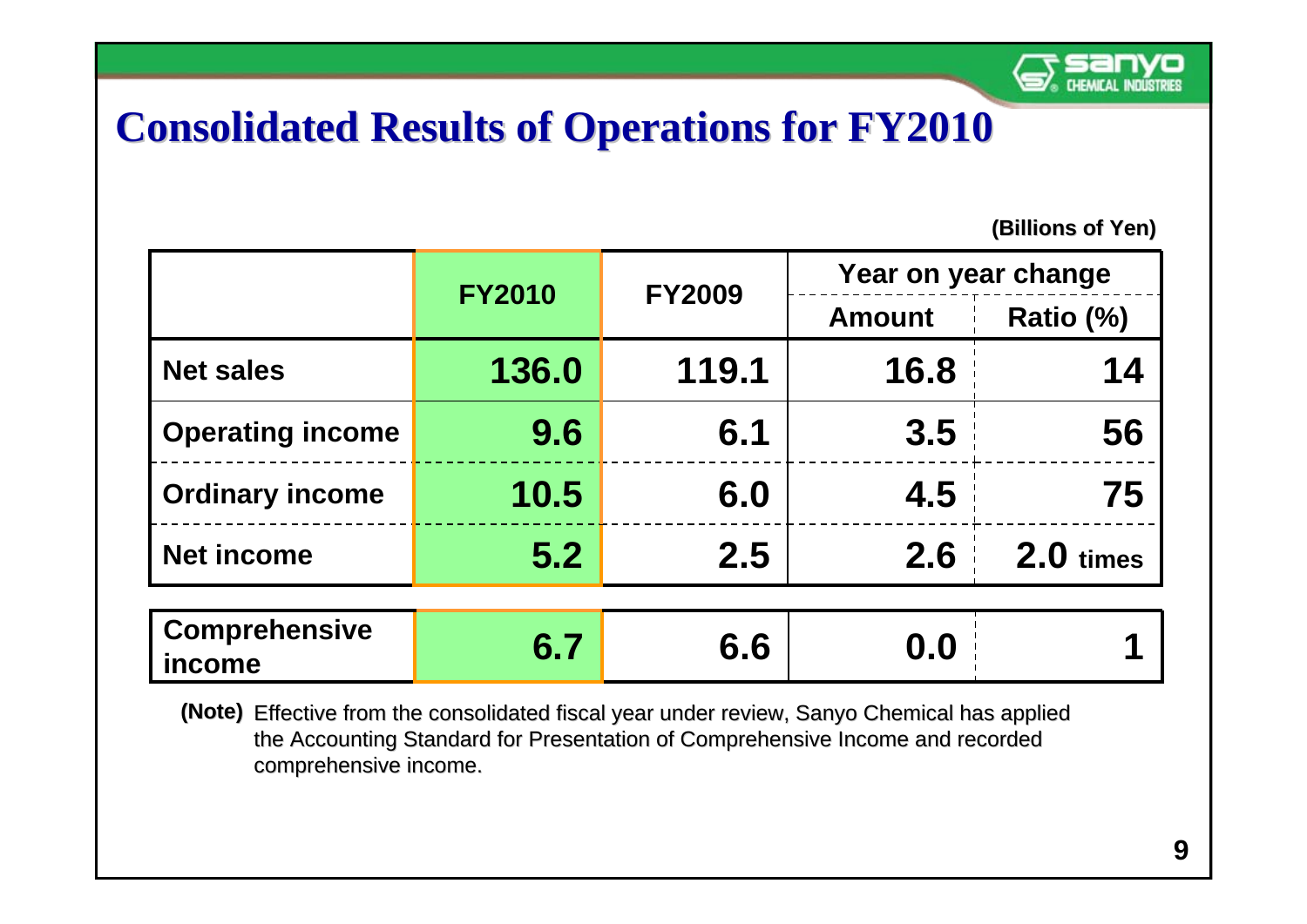# Consolidated Results of Operations for FY2010

(Billions of Yen)

| | FY2010 | FY2009 | Year on year change | |
|---|---|---|---|---|
| | | | Amount | Ratio (%) |
| Net sales | 136.0 | 119.1 | 16.8 | 14 |
| Operating income | 9.6 | 6.1 | 3.5 | 56 |
| Ordinary income | 10.5 | 6.0 | 4.5 | 75 |
| Net income | 5.2 | 2.5 | 2.6 | 2.0 times |
| Comprehensive income | 6.7 | 6.6 | 0.0 | 1 |

**(Note)** Effective from the consolidated fiscal year under review, Sanyo Chemical has applied the Accounting Standard for Presentation of Comprehensive Income and recorded comprehensive income.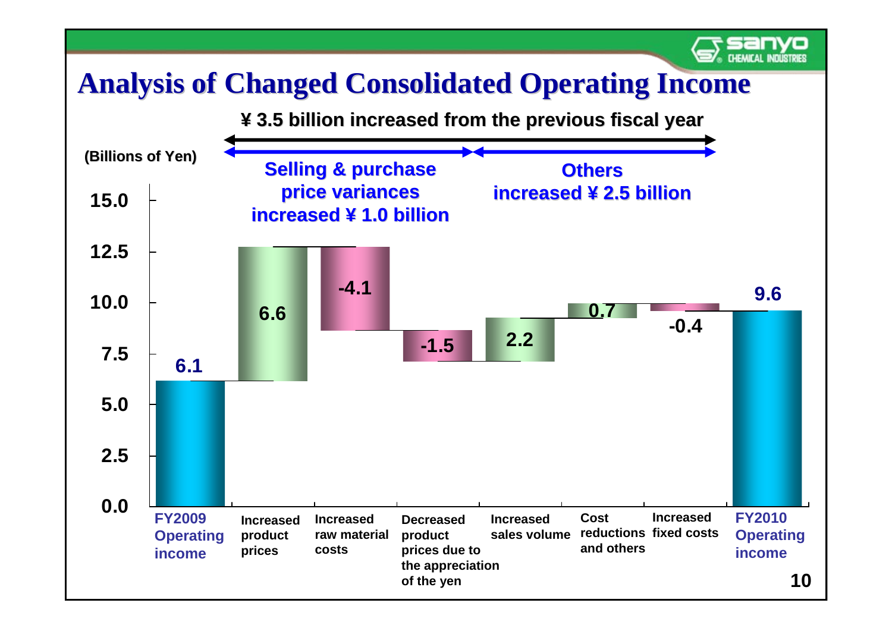# Analysis of Changed Consolidated Operating Income

**¥ 3.5 billion increased from the previous fiscal year**

**Selling & purchase price variances increased ¥ 1.0 billion**

**Others increased ¥ 2.5 billion**

(Billions of Yen)

| Item | Amount |
| --- | --- |
| FY2009 Operating income | 6.1 |
| Increased product prices | 6.6 |
| Increased raw material costs | -4.1 |
| Decreased product prices due to the appreciation of the yen | -1.5 |
| Increased sales volume | 2.2 |
| Cost reductions and others | 0.7 |
| Increased fixed costs | -0.4 |
| FY2010 Operating income | 9.6 |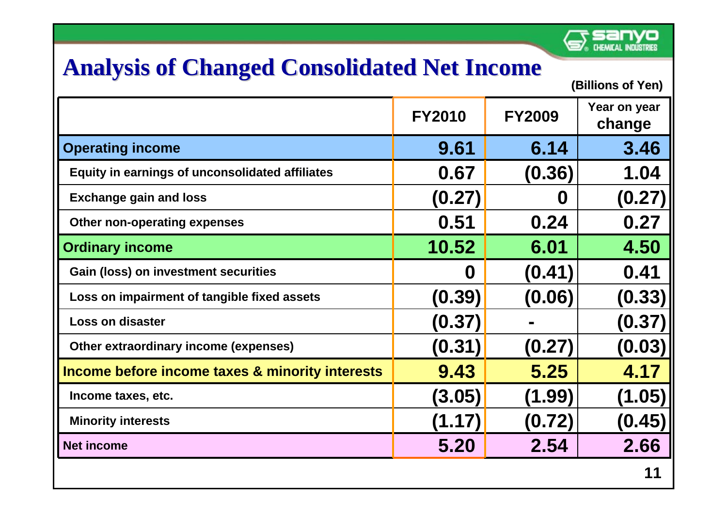# Analysis of Changed Consolidated Net Income

(Billions of Yen)

| | FY2010 | FY2009 | Year on year change |
|---|---|---|---|
| Operating income | 9.61 | 6.14 | 3.46 |
| Equity in earnings of unconsolidated affiliates | 0.67 | (0.36) | 1.04 |
| Exchange gain and loss | (0.27) | 0 | (0.27) |
| Other non-operating expenses | 0.51 | 0.24 | 0.27 |
| Ordinary income | 10.52 | 6.01 | 4.50 |
| Gain (loss) on investment securities | 0 | (0.41) | 0.41 |
| Loss on impairment of tangible fixed assets | (0.39) | (0.06) | (0.33) |
| Loss on disaster | (0.37) | - | (0.37) |
| Other extraordinary income (expenses) | (0.31) | (0.27) | (0.03) |
| Income before income taxes & minority interests | 9.43 | 5.25 | 4.17 |
| Income taxes, etc. | (3.05) | (1.99) | (1.05) |
| Minority interests | (1.17) | (0.72) | (0.45) |
| Net income | 5.20 | 2.54 | 2.66 |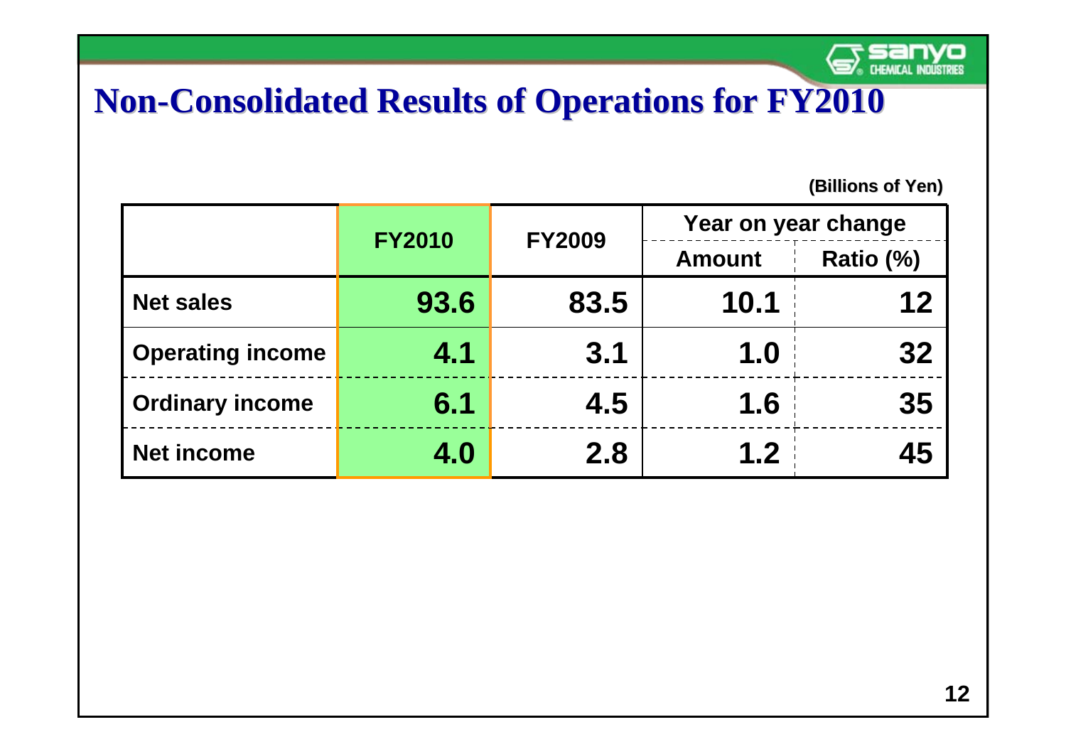# Non-Consolidated Results of Operations for FY2010

(Billions of Yen)

| | FY2010 | FY2009 | Year on year change | |
|---|---|---|---|---|
| | | | Amount | Ratio (%) |
| Net sales | 93.6 | 83.5 | 10.1 | 12 |
| Operating income | 4.1 | 3.1 | 1.0 | 32 |
| Ordinary income | 6.1 | 4.5 | 1.6 | 35 |
| Net income | 4.0 | 2.8 | 1.2 | 45 |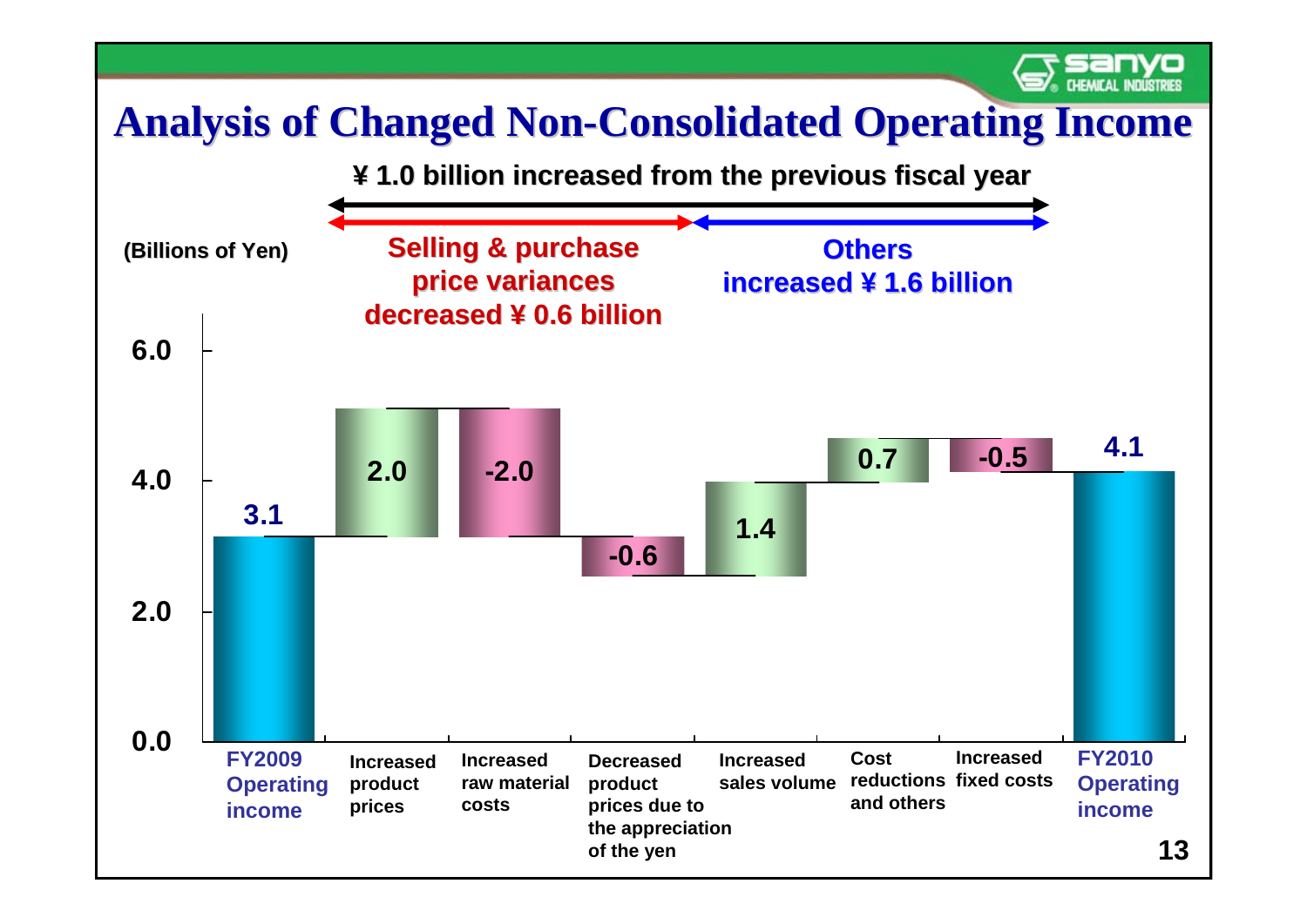# Analysis of Changed Non-Consolidated Operating Income

**¥ 1.0 billion increased from the previous fiscal year**

**Selling & purchase price variances decreased ¥ 0.6 billion**

**Others increased ¥ 1.6 billion**

(Billions of Yen)

| Item | Value |
|---|---|
| FY2009 Operating income | 3.1 |
| Increased product prices | 2.0 |
| Increased raw material costs | -2.0 |
| Decreased product prices due to the appreciation of the yen | -0.6 |
| Increased sales volume | 1.4 |
| Cost reductions and others | 0.7 |
| Increased fixed costs | -0.5 |
| FY2010 Operating income | 4.1 |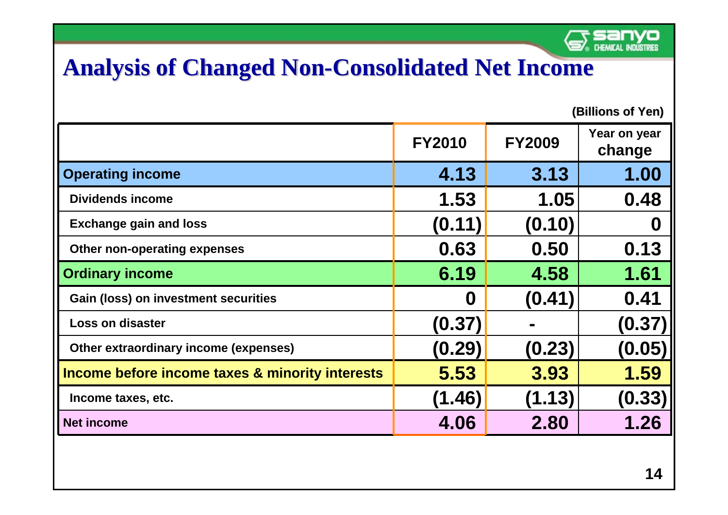# Analysis of Changed Non-Consolidated Net Income

(Billions of Yen)

| | FY2010 | FY2009 | Year on year change |
|---|---|---|---|
| **Operating income** | 4.13 | 3.13 | 1.00 |
| Dividends income | 1.53 | 1.05 | 0.48 |
| Exchange gain and loss | (0.11) | (0.10) | 0 |
| Other non-operating expenses | 0.63 | 0.50 | 0.13 |
| **Ordinary income** | 6.19 | 4.58 | 1.61 |
| Gain (loss) on investment securities | 0 | (0.41) | 0.41 |
| Loss on disaster | (0.37) | - | (0.37) |
| Other extraordinary income (expenses) | (0.29) | (0.23) | (0.05) |
| **Income before income taxes & minority interests** | 5.53 | 3.93 | 1.59 |
| Income taxes, etc. | (1.46) | (1.13) | (0.33) |
| **Net income** | 4.06 | 2.80 | 1.26 |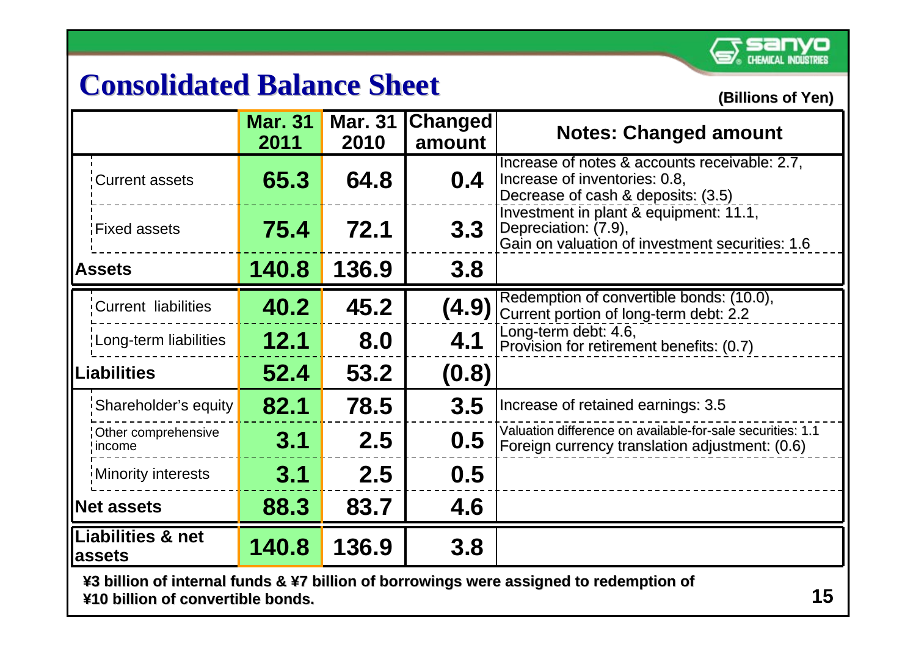# Consolidated Balance Sheet

(Billions of Yen)

| | Mar. 31 2011 | Mar. 31 2010 | Changed amount | Notes: Changed amount |
|---|---|---|---|---|
| Current assets | 65.3 | 64.8 | 0.4 | Increase of notes & accounts receivable: 2.7, Increase of inventories: 0.8, Decrease of cash & deposits: (3.5) |
| Fixed assets | 75.4 | 72.1 | 3.3 | Investment in plant & equipment: 11.1, Depreciation: (7.9), Gain on valuation of investment securities: 1.6 |
| **Assets** | **140.8** | **136.9** | **3.8** | |
| Current liabilities | 40.2 | 45.2 | (4.9) | Redemption of convertible bonds: (10.0), Current portion of long-term debt: 2.2 |
| Long-term liabilities | 12.1 | 8.0 | 4.1 | Long-term debt: 4.6, Provision for retirement benefits: (0.7) |
| **Liabilities** | **52.4** | **53.2** | **(0.8)** | |
| Shareholder's equity | 82.1 | 78.5 | 3.5 | Increase of retained earnings: 3.5 |
| Other comprehensive income | 3.1 | 2.5 | 0.5 | Valuation difference on available-for-sale securities: 1.1 Foreign currency translation adjustment: (0.6) |
| Minority interests | 3.1 | 2.5 | 0.5 | |
| **Net assets** | **88.3** | **83.7** | **4.6** | |
| **Liabilities & net assets** | **140.8** | **136.9** | **3.8** | |

**¥3 billion of internal funds & ¥7 billion of borrowings were assigned to redemption of ¥10 billion of convertible bonds.**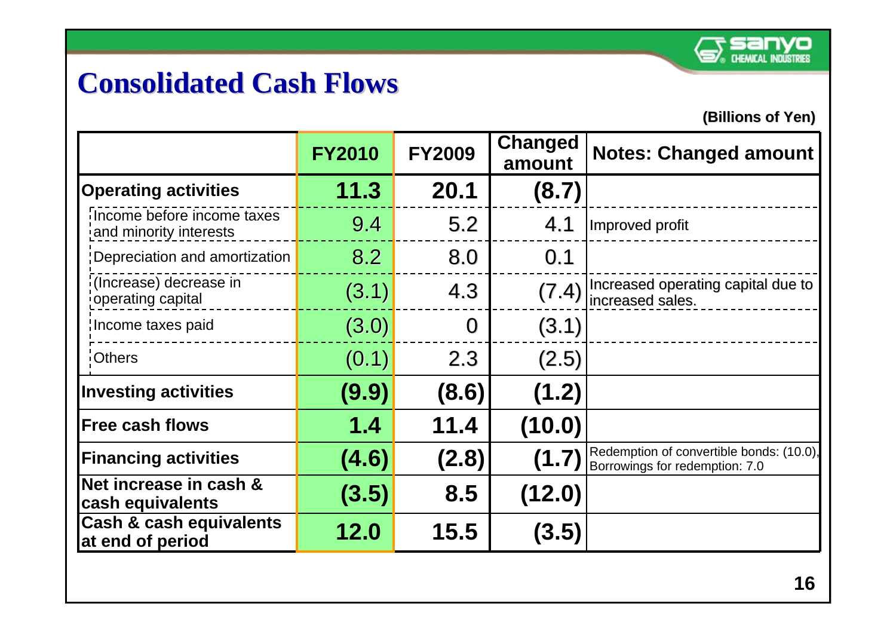# Consolidated Cash Flows

(Billions of Yen)

| | FY2010 | FY2009 | Changed amount | Notes: Changed amount |
|---|---|---|---|---|
| **Operating activities** | **11.3** | **20.1** | **(8.7)** | |
| Income before income taxes and minority interests | 9.4 | 5.2 | 4.1 | Improved profit |
| Depreciation and amortization | 8.2 | 8.0 | 0.1 | |
| (Increase) decrease in operating capital | (3.1) | 4.3 | (7.4) | Increased operating capital due to increased sales. |
| Income taxes paid | (3.0) | 0 | (3.1) | |
| Others | (0.1) | 2.3 | (2.5) | |
| **Investing activities** | **(9.9)** | **(8.6)** | **(1.2)** | |
| **Free cash flows** | **1.4** | **11.4** | **(10.0)** | |
| **Financing activities** | **(4.6)** | **(2.8)** | **(1.7)** | Redemption of convertible bonds: (10.0), Borrowings for redemption: 7.0 |
| **Net increase in cash & cash equivalents** | **(3.5)** | **8.5** | **(12.0)** | |
| **Cash & cash equivalents at end of period** | **12.0** | **15.5** | **(3.5)** | |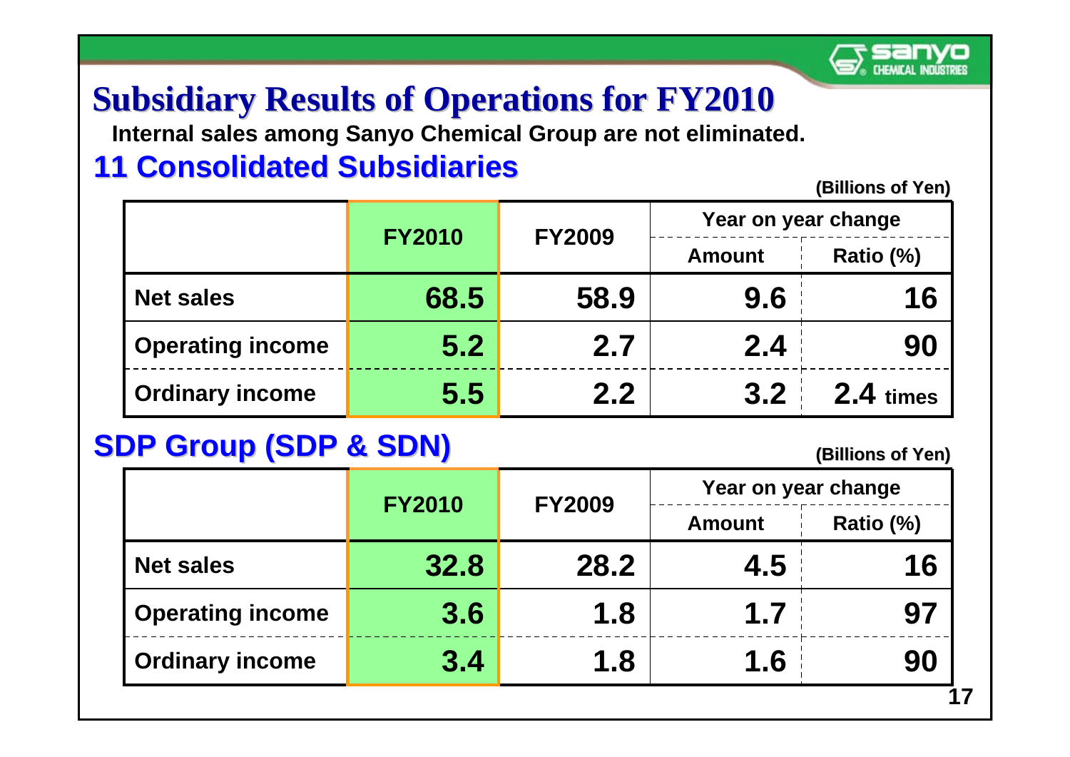# Subsidiary Results of Operations for FY2010

**Internal sales among Sanyo Chemical Group are not eliminated.**

## 11 Consolidated Subsidiaries

(Billions of Yen)

| | FY2010 | FY2009 | Year on year change | |
|---|---|---|---|---|
| | | | Amount | Ratio (%) |
| Net sales | 68.5 | 58.9 | 9.6 | 16 |
| Operating income | 5.2 | 2.7 | 2.4 | 90 |
| Ordinary income | 5.5 | 2.2 | 3.2 | 2.4 times |

## SDP Group (SDP & SDN)

(Billions of Yen)

| | FY2010 | FY2009 | Year on year change | |
|---|---|---|---|---|
| | | | Amount | Ratio (%) |
| Net sales | 32.8 | 28.2 | 4.5 | 16 |
| Operating income | 3.6 | 1.8 | 1.7 | 97 |
| Ordinary income | 3.4 | 1.8 | 1.6 | 90 |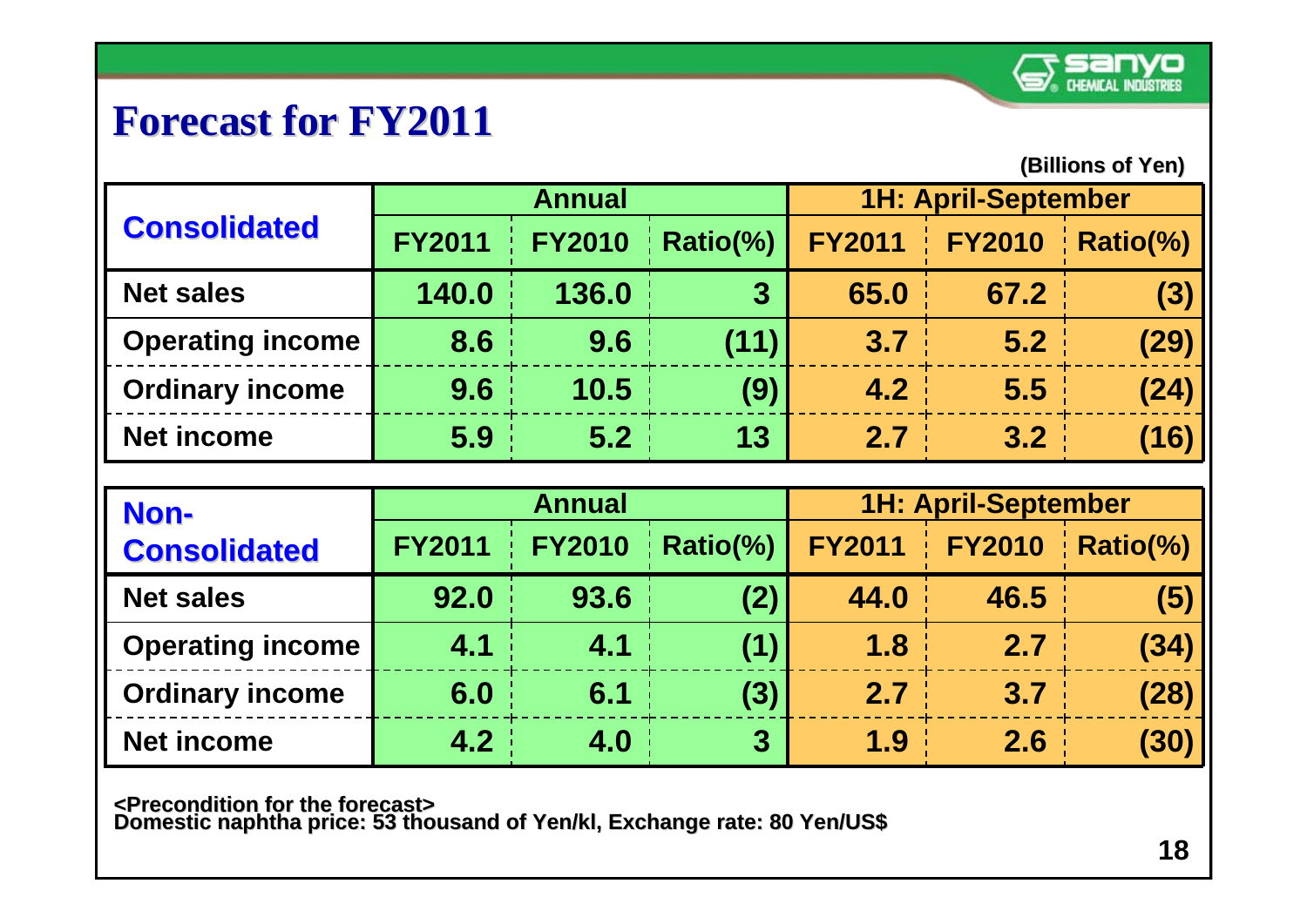# Forecast for FY2011

(Billions of Yen)

| Consolidated | Annual | | | 1H: April-September | | |
|---|---|---|---|---|---|---|
| | FY2011 | FY2010 | Ratio(%) | FY2011 | FY2010 | Ratio(%) |
| Net sales | 140.0 | 136.0 | 3 | 65.0 | 67.2 | (3) |
| Operating income | 8.6 | 9.6 | (11) | 3.7 | 5.2 | (29) |
| Ordinary income | 9.6 | 10.5 | (9) | 4.2 | 5.5 | (24) |
| Net income | 5.9 | 5.2 | 13 | 2.7 | 3.2 | (16) |

| Non-Consolidated | Annual | | | 1H: April-September | | |
|---|---|---|---|---|---|---|
| | FY2011 | FY2010 | Ratio(%) | FY2011 | FY2010 | Ratio(%) |
| Net sales | 92.0 | 93.6 | (2) | 44.0 | 46.5 | (5) |
| Operating income | 4.1 | 4.1 | (1) | 1.8 | 2.7 | (34) |
| Ordinary income | 6.0 | 6.1 | (3) | 2.7 | 3.7 | (28) |
| Net income | 4.2 | 4.0 | 3 | 1.9 | 2.6 | (30) |

<Precondition for the forecast>
Domestic naphtha price: 53 thousand of Yen/kl, Exchange rate: 80 Yen/US$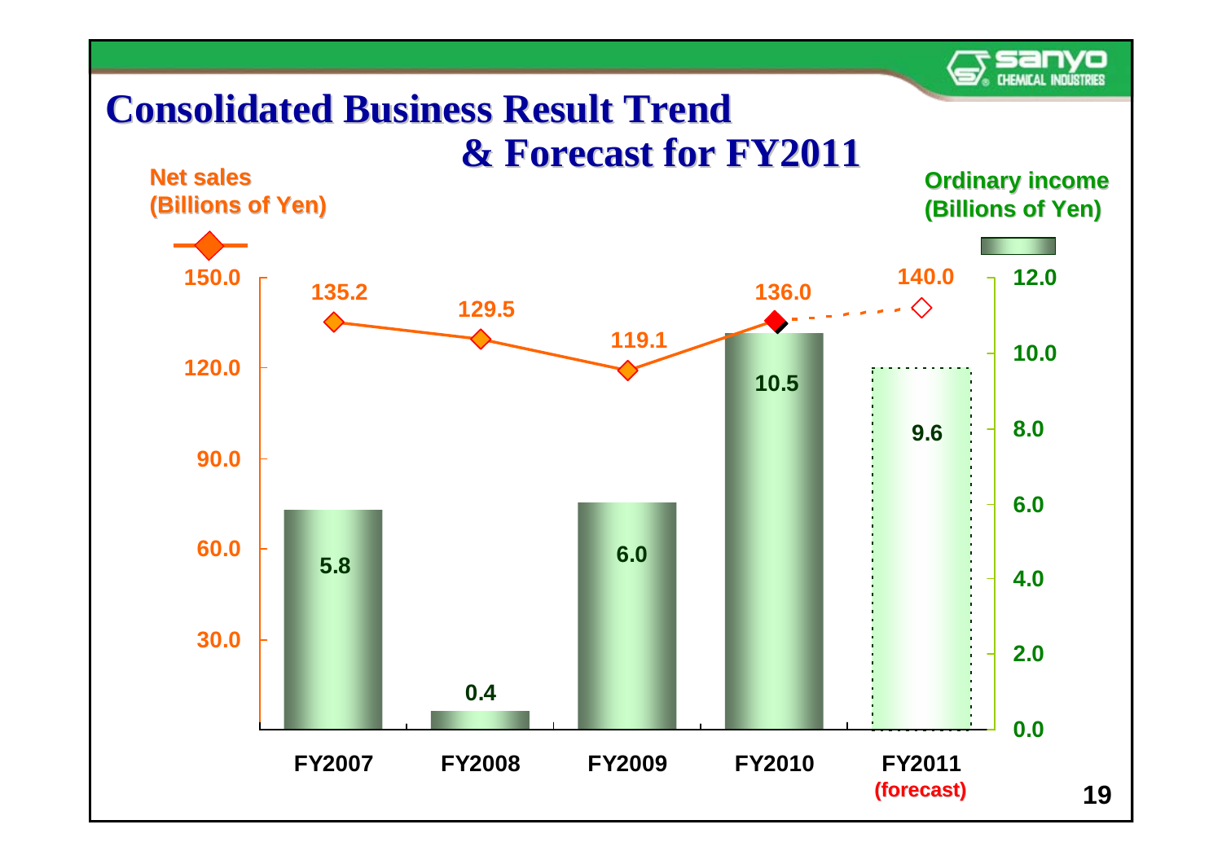# Consolidated Business Result Trend & Forecast for FY2011

| | FY2007 | FY2008 | FY2009 | FY2010 | FY2011 (forecast) |
|---|---|---|---|---|---|
| Net sales (Billions of Yen) | 135.2 | 129.5 | 119.1 | 136.0 | 140.0 |
| Ordinary income (Billions of Yen) | 5.8 | 0.4 | 6.0 | 10.5 | 9.6 |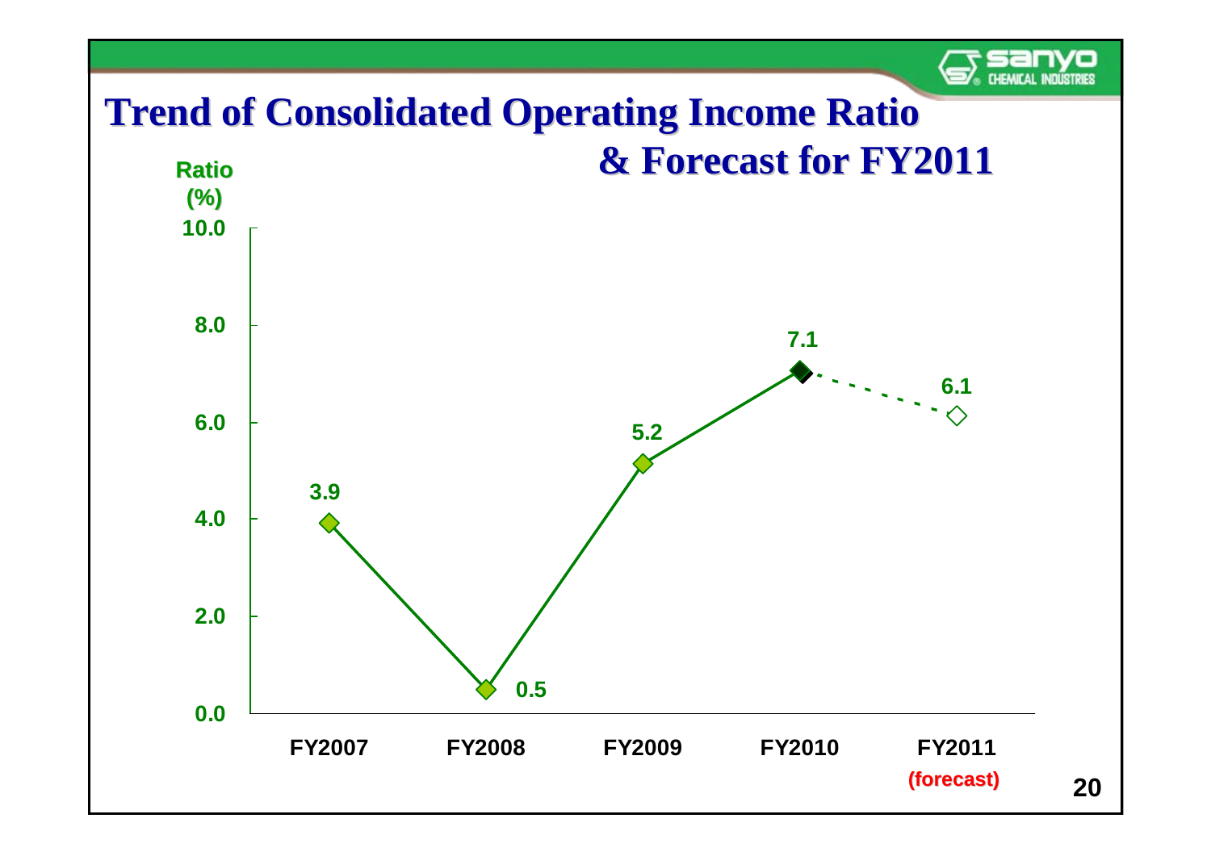# Trend of Consolidated Operating Income Ratio & Forecast for FY2011

| | FY2007 | FY2008 | FY2009 | FY2010 | FY2011 (forecast) |
|---|---|---|---|---|---|
| Ratio (%) | 3.9 | 0.5 | 5.2 | 7.1 | 6.1 |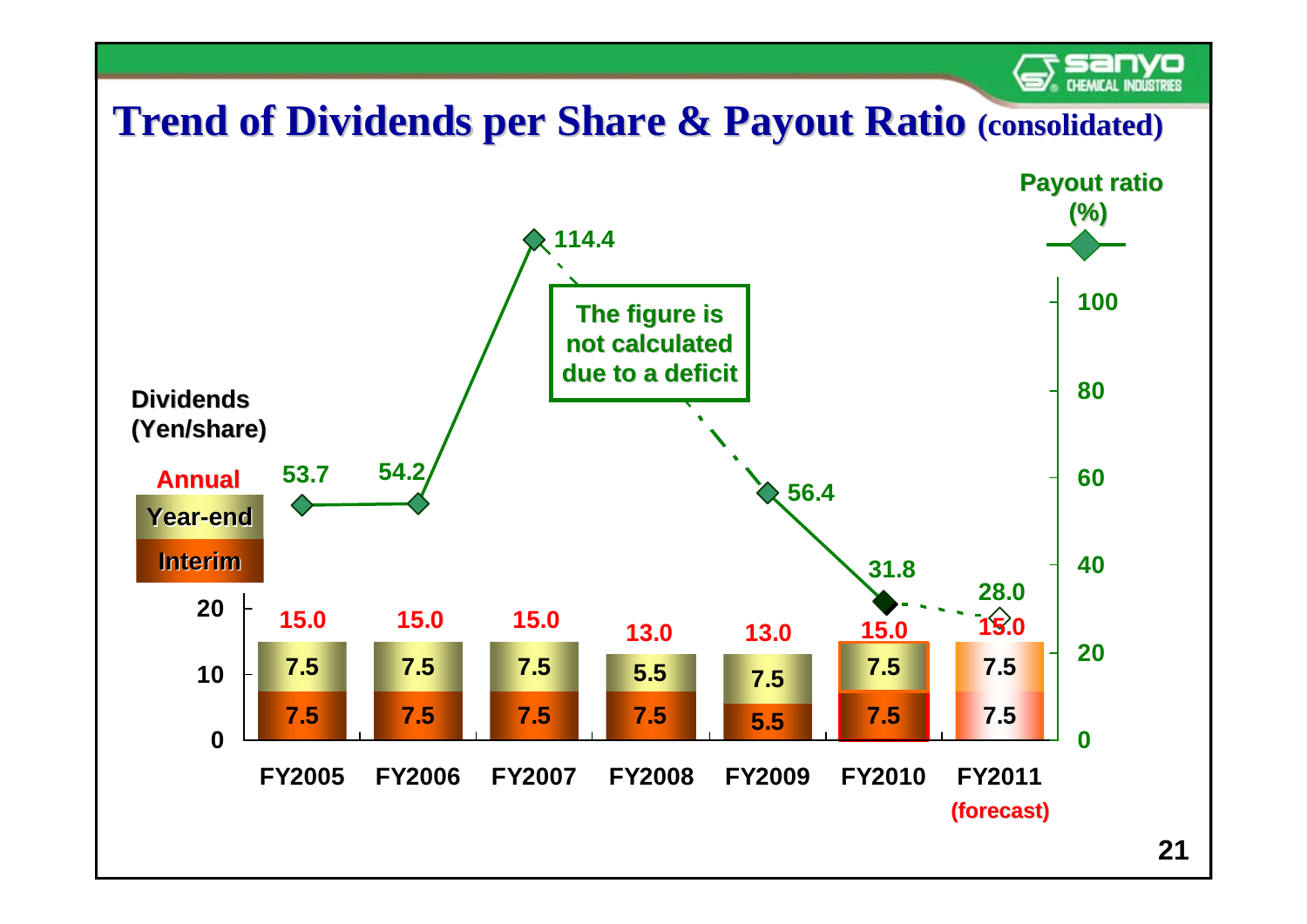# Trend of Dividends per Share & Payout Ratio (consolidated)

Dividends (Yen/share)

| | FY2005 | FY2006 | FY2007 | FY2008 | FY2009 | FY2010 | FY2011 (forecast) |
|---|---|---|---|---|---|---|---|
| Annual | 15.0 | 15.0 | 15.0 | 13.0 | 13.0 | 15.0 | 15.0 |
| Year-end | 7.5 | 7.5 | 7.5 | 5.5 | 7.5 | 7.5 | 7.5 |
| Interim | 7.5 | 7.5 | 7.5 | 7.5 | 5.5 | 7.5 | 7.5 |
| Payout ratio (%) | 53.7 | 54.2 | 114.4 | The figure is not calculated due to a deficit | 56.4 | 31.8 | 28.0 |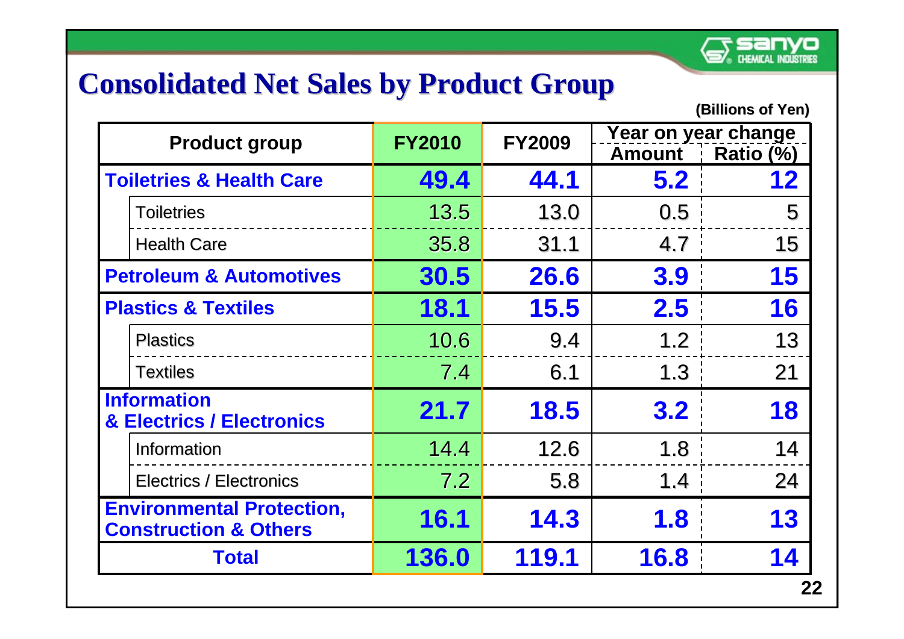# Consolidated Net Sales by Product Group

(Billions of Yen)

| Product group | | FY2010 | FY2009 | Year on year change | |
|---|---|---|---|---|---|
| | | | | Amount | Ratio (%) |
| **Toiletries & Health Care** | | **49.4** | **44.1** | **5.2** | **12** |
| | Toiletries | 13.5 | 13.0 | 0.5 | 5 |
| | Health Care | 35.8 | 31.1 | 4.7 | 15 |
| **Petroleum & Automotives** | | **30.5** | **26.6** | **3.9** | **15** |
| **Plastics & Textiles** | | **18.1** | **15.5** | **2.5** | **16** |
| | Plastics | 10.6 | 9.4 | 1.2 | 13 |
| | Textiles | 7.4 | 6.1 | 1.3 | 21 |
| **Information & Electrics / Electronics** | | **21.7** | **18.5** | **3.2** | **18** |
| | Information | 14.4 | 12.6 | 1.8 | 14 |
| | Electrics / Electronics | 7.2 | 5.8 | 1.4 | 24 |
| **Environmental Protection, Construction & Others** | | **16.1** | **14.3** | **1.8** | **13** |
| **Total** | | **136.0** | **119.1** | **16.8** | **14** |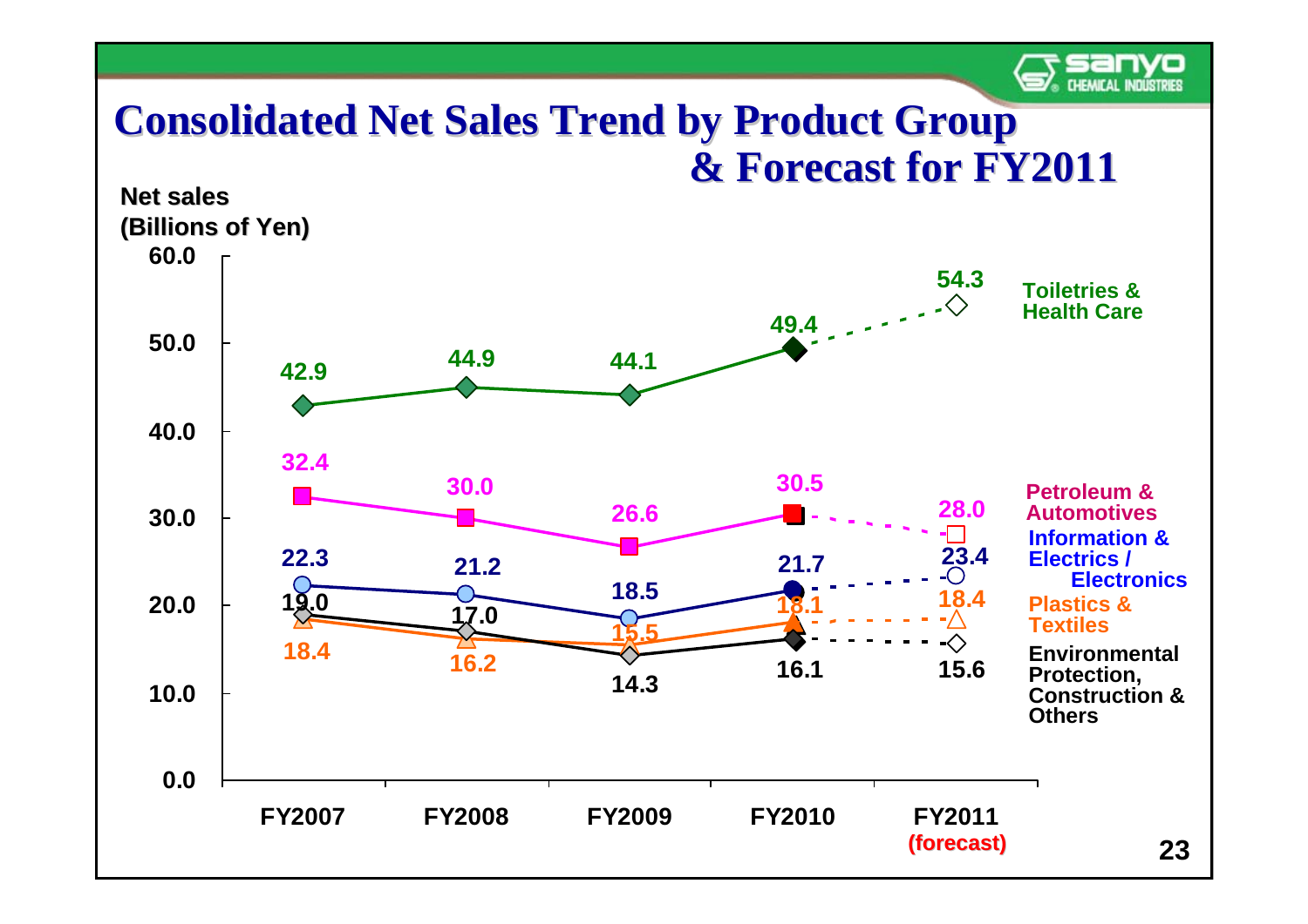# Consolidated Net Sales Trend by Product Group & Forecast for FY2011

Net sales (Billions of Yen)

| Product Group | FY2007 | FY2008 | FY2009 | FY2010 | FY2011 (forecast) |
|---|---|---|---|---|---|
| Toiletries & Health Care | 42.9 | 44.9 | 44.1 | 49.4 | 54.3 |
| Petroleum & Automotives | 32.4 | 30.0 | 26.6 | 30.5 | 28.0 |
| Information & Electrics / Electronics | 22.3 | 21.2 | 18.5 | 21.7 | 23.4 |
| Plastics & Textiles | 18.4 | 16.2 | 15.5 | 18.1 | 18.4 |
| Environmental Protection, Construction & Others | 19.0 | 17.0 | 14.3 | 16.1 | 15.6 |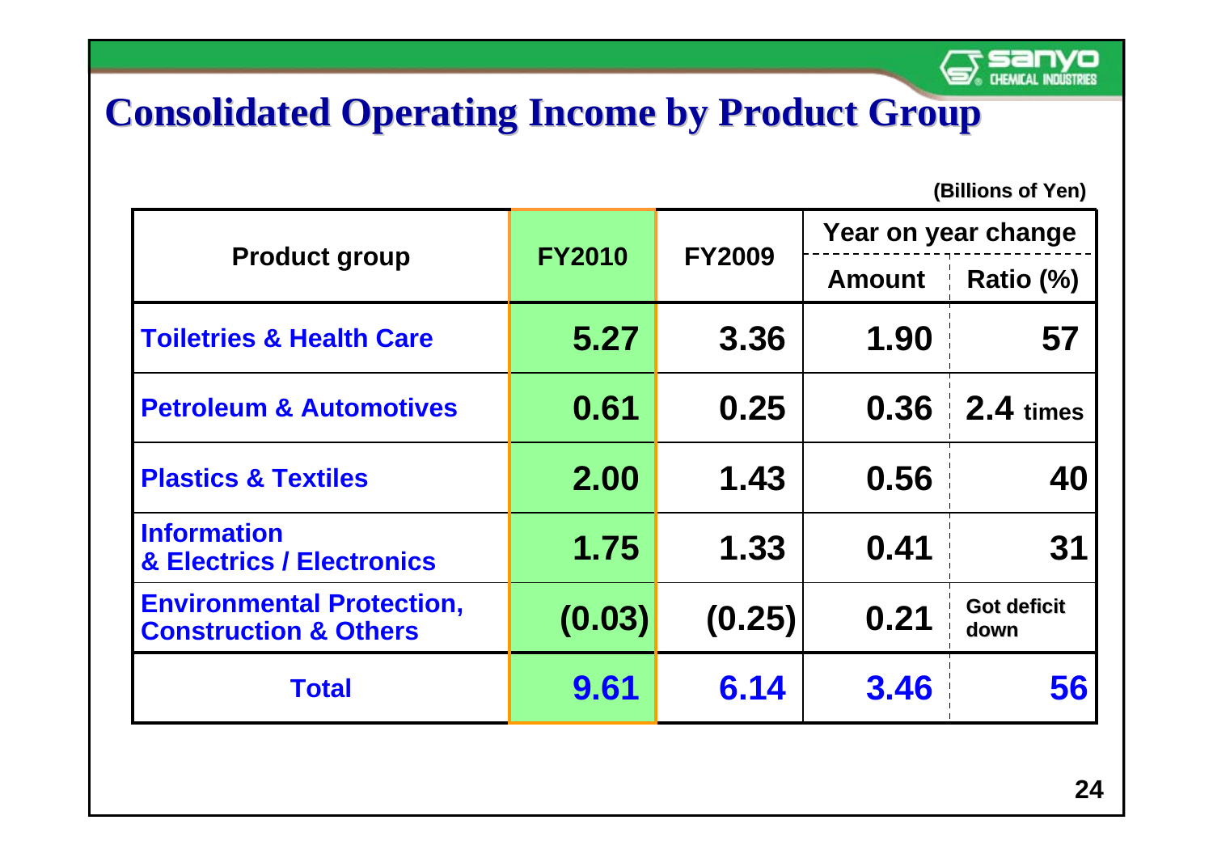# Consolidated Operating Income by Product Group

(Billions of Yen)

| Product group | FY2010 | FY2009 | Year on year change | |
|---|---|---|---|---|
| | | | Amount | Ratio (%) |
| Toiletries & Health Care | 5.27 | 3.36 | 1.90 | 57 |
| Petroleum & Automotives | 0.61 | 0.25 | 0.36 | 2.4 times |
| Plastics & Textiles | 2.00 | 1.43 | 0.56 | 40 |
| Information & Electrics / Electronics | 1.75 | 1.33 | 0.41 | 31 |
| Environmental Protection, Construction & Others | (0.03) | (0.25) | 0.21 | Got deficit down |
| Total | 9.61 | 6.14 | 3.46 | 56 |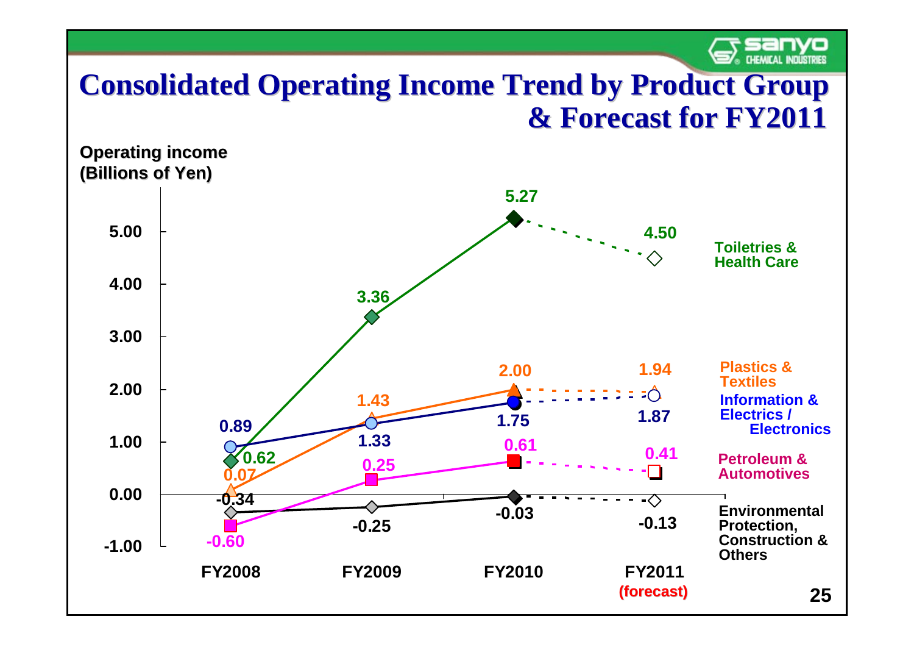# Consolidated Operating Income Trend by Product Group & Forecast for FY2011

Operating income (Billions of Yen)

| Product Group | FY2008 | FY2009 | FY2010 | FY2011 (forecast) |
|---|---|---|---|---|
| Toiletries & Health Care | 0.62 | 3.36 | 5.27 | 4.50 |
| Plastics & Textiles | 0.07 | 1.43 | 2.00 | 1.94 |
| Information & Electrics / Electronics | 0.89 | 1.33 | 1.75 | 1.87 |
| Petroleum & Automotives | -0.60 | 0.25 | 0.61 | 0.41 |
| Environmental Protection, Construction & Others | -0.34 | -0.25 | -0.03 | -0.13 |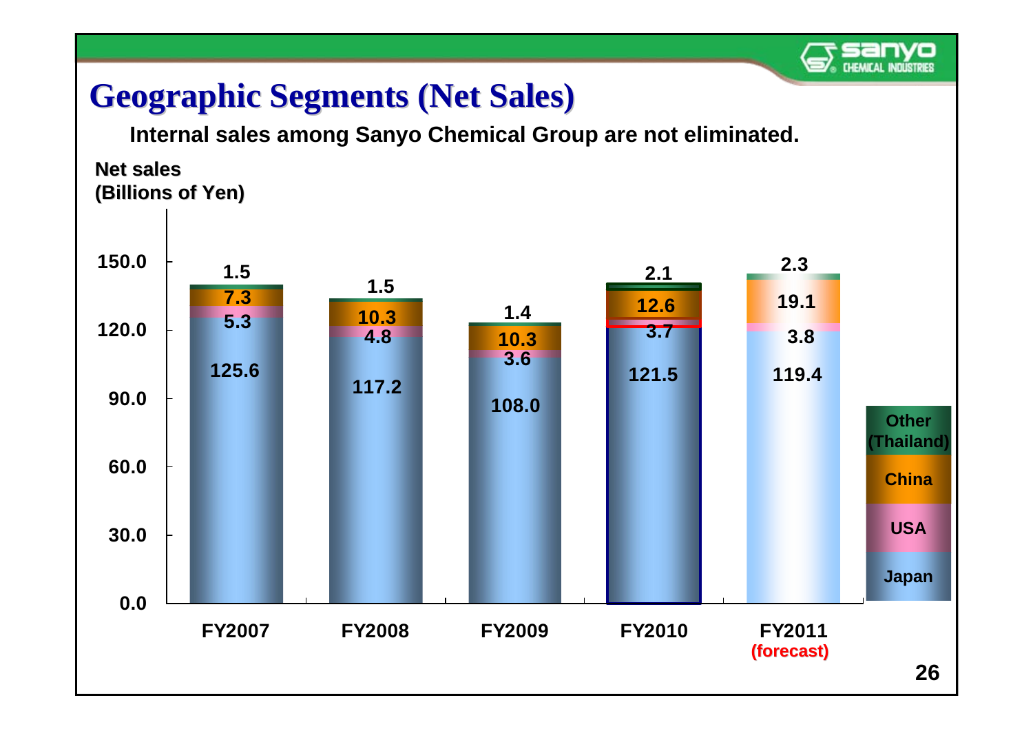# Geographic Segments (Net Sales)

**Internal sales among Sanyo Chemical Group are not eliminated.**

Net sales (Billions of Yen)

| | FY2007 | FY2008 | FY2009 | FY2010 | FY2011 (forecast) |
|---|---|---|---|---|---|
| Other (Thailand) | 1.5 | 1.5 | 1.4 | 2.1 | 2.3 |
| China | 7.3 | 10.3 | 10.3 | 12.6 | 19.1 |
| USA | 5.3 | 4.8 | 3.6 | 3.7 | 3.8 |
| Japan | 125.6 | 117.2 | 108.0 | 121.5 | 119.4 |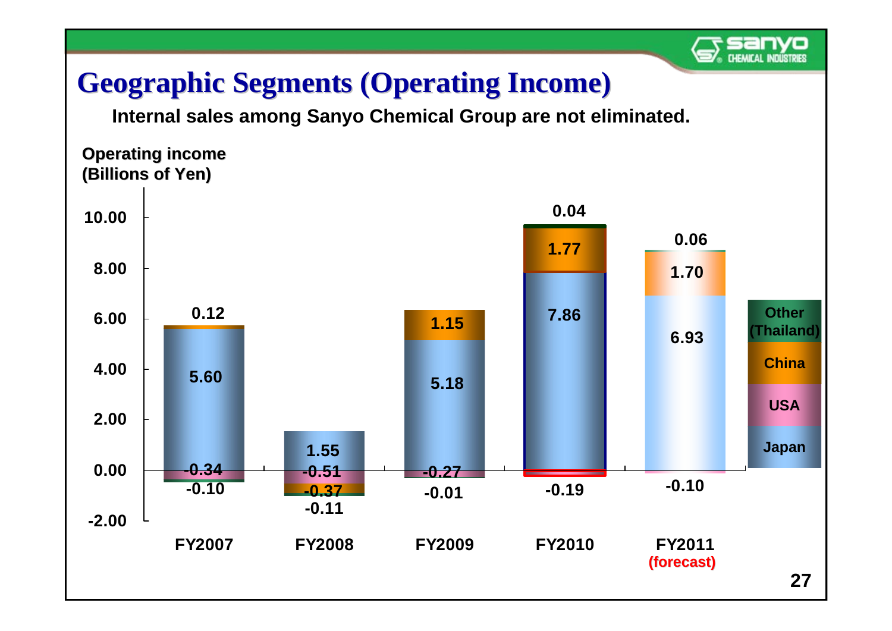# Geographic Segments (Operating Income)

**Internal sales among Sanyo Chemical Group are not eliminated.**

Operating income (Billions of Yen)

| | FY2007 | FY2008 | FY2009 | FY2010 | FY2011 (forecast) |
|---|---|---|---|---|---|
| Japan | 5.60 | 1.55 | 5.18 | 7.86 | 6.93 |
| USA | -0.34 | -0.51 | -0.27 | -0.19 | -0.10 |
| China | 0.12 | -0.37 | 1.15 | 1.77 | 1.70 |
| Other (Thailand) | -0.10 | -0.11 | -0.01 | 0.04 | 0.06 |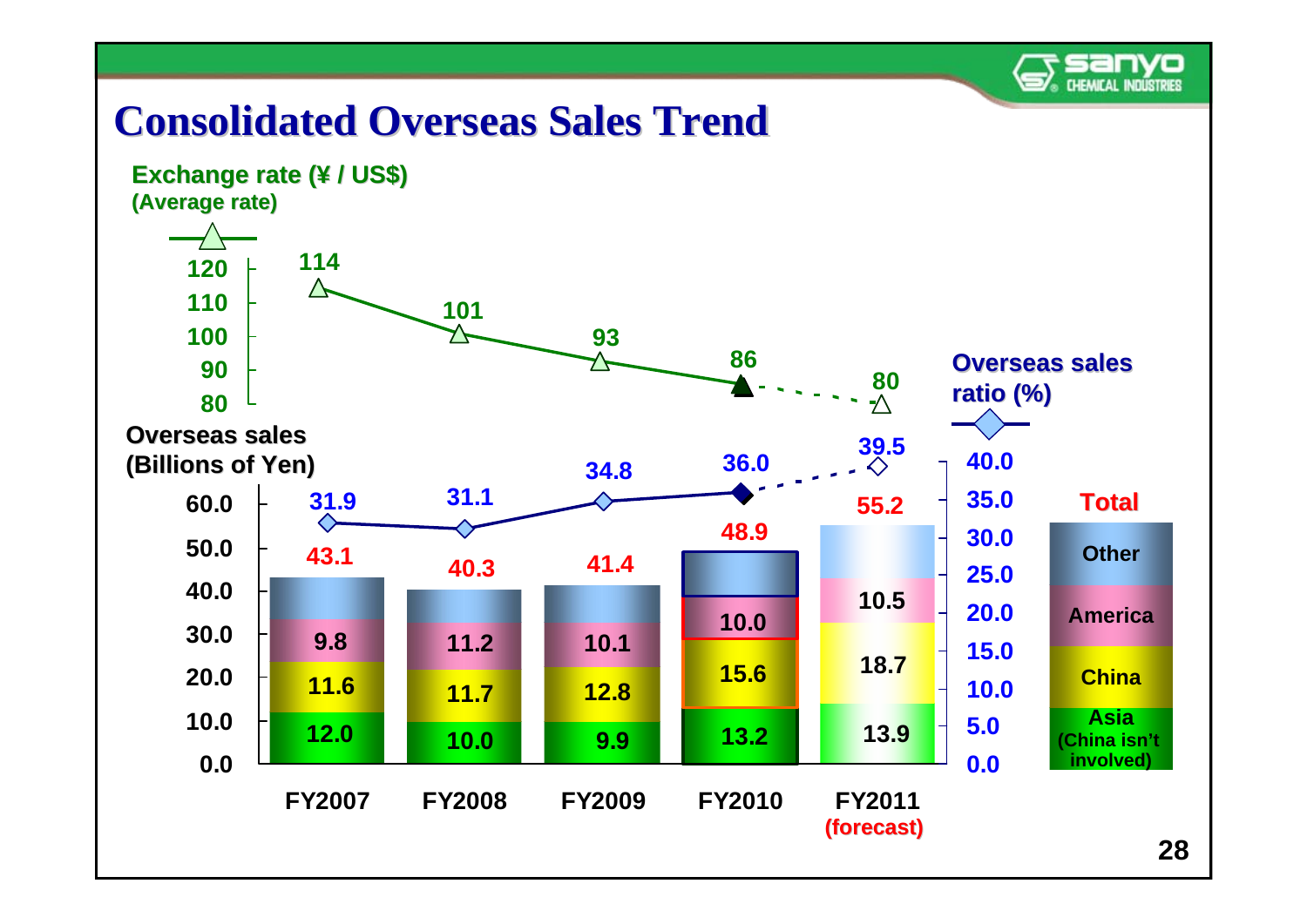# Consolidated Overseas Sales Trend

**Exchange rate (¥ / US$) (Average rate)**

| | FY2007 | FY2008 | FY2009 | FY2010 | FY2011 (forecast) |
|---|---|---|---|---|---|
| Exchange rate (¥ / US$) | 114 | 101 | 93 | 86 | 80 |
| Overseas sales ratio (%) | 31.9 | 31.1 | 34.8 | 36.0 | 39.5 |

**Overseas sales (Billions of Yen)**

| | FY2007 | FY2008 | FY2009 | FY2010 | FY2011 (forecast) |
|---|---|---|---|---|---|
| Total | 43.1 | 40.3 | 41.4 | 48.9 | 55.2 |
| America | 9.8 | 11.2 | 10.1 | 10.0 | 10.5 |
| China | 11.6 | 11.7 | 12.8 | 15.6 | 18.7 |
| Asia (China isn't involved) | 12.0 | 10.0 | 9.9 | 13.2 | 13.9 |

Legend: Other, America, China, Asia (China isn't involved)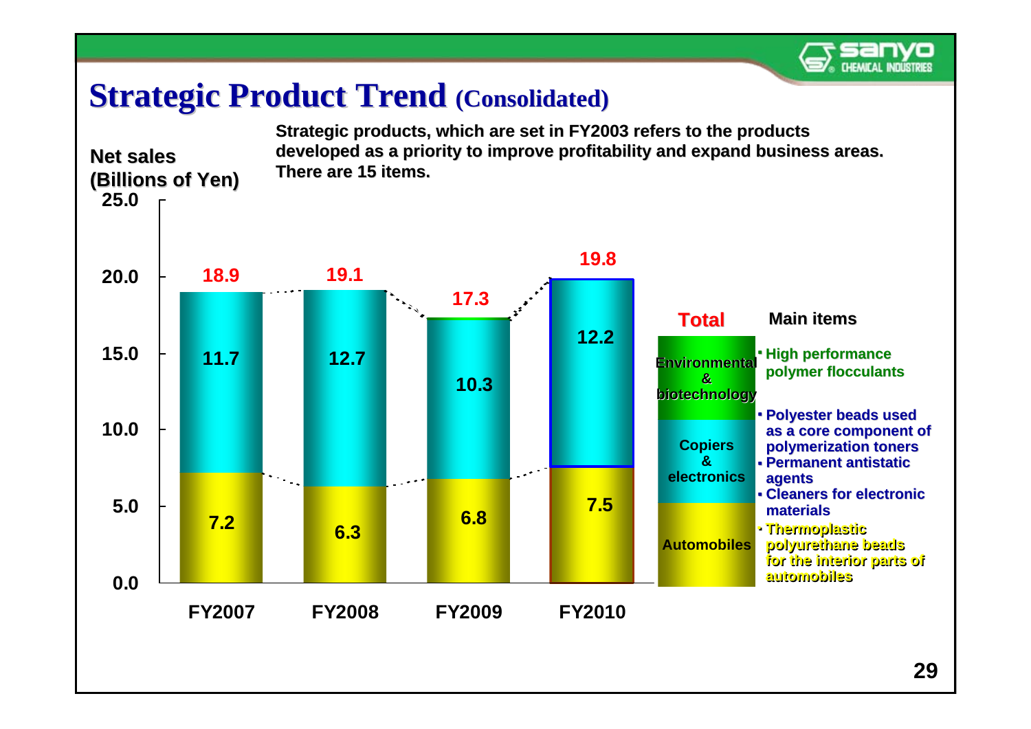# Strategic Product Trend (Consolidated)

**Strategic products, which are set in FY2003 refers to the products developed as a priority to improve profitability and expand business areas. There are 15 items.**

Net sales (Billions of Yen)

| | FY2007 | FY2008 | FY2009 | FY2010 |
|---|---|---|---|---|
| Total | 18.9 | 19.1 | 17.3 | 19.8 |
| Copiers & electronics (upper segment) | 11.7 | 12.7 | 10.3 | 12.2 |
| Automobiles | 7.2 | 6.3 | 6.8 | 7.5 |

| Total | Main items |
|---|---|
| Environmental & biotechnology | High performance polymer flocculants |
| Copiers & electronics | Polyester beads used as a core component of polymerization toners; Permanent antistatic agents; Cleaners for electronic materials |
| Automobiles | Thermoplastic polyurethane beads for the interior parts of automobiles |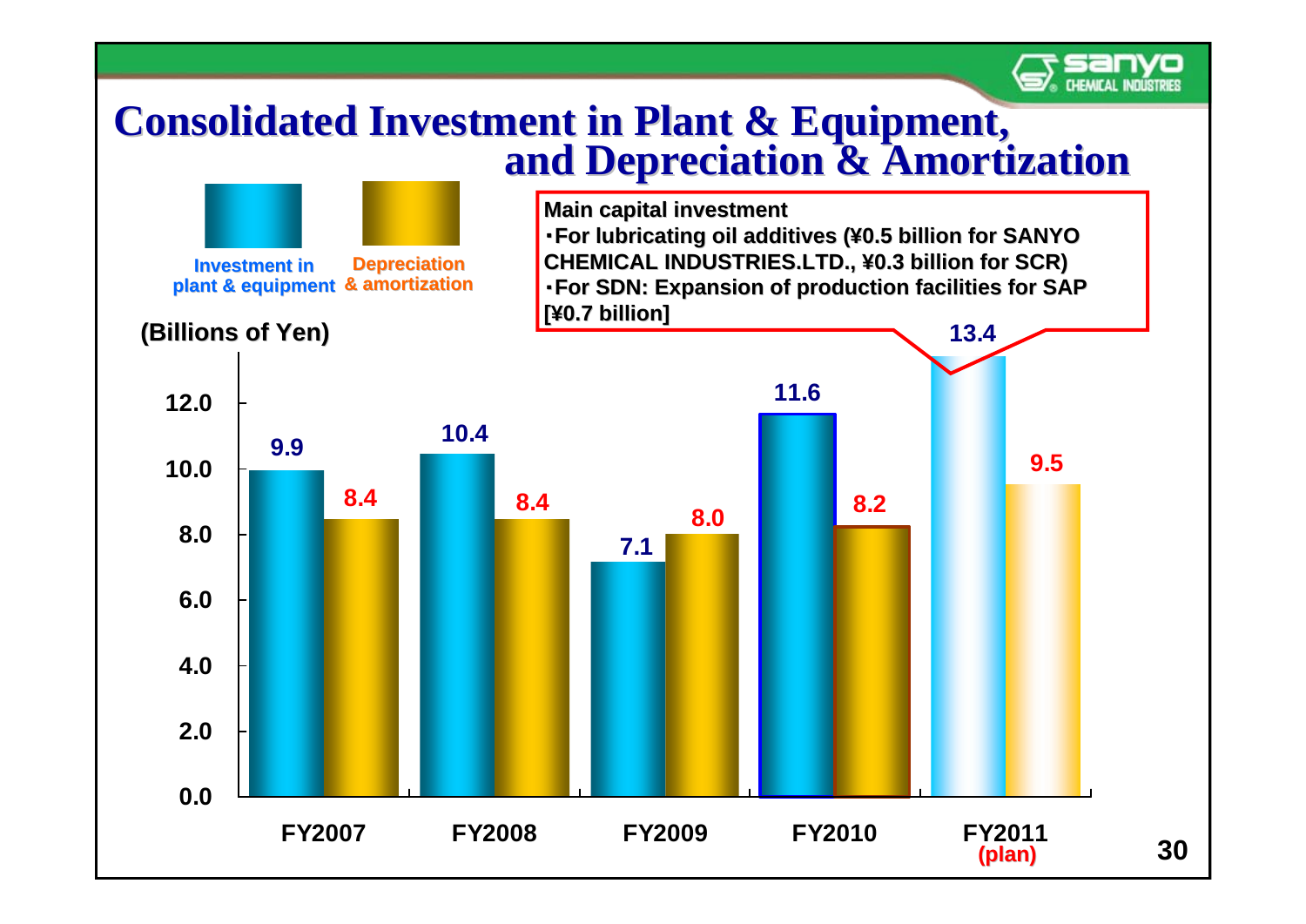# Consolidated Investment in Plant & Equipment, and Depreciation & Amortization

**Main capital investment**
- For lubricating oil additives (¥0.5 billion for SANYO CHEMICAL INDUSTRIES.LTD., ¥0.3 billion for SCR)
- For SDN: Expansion of production facilities for SAP [¥0.7 billion]

(Billions of Yen)

| | Investment in plant & equipment | Depreciation & amortization |
|---|---|---|
| FY2007 | 9.9 | 8.4 |
| FY2008 | 10.4 | 8.4 |
| FY2009 | 7.1 | 8.0 |
| FY2010 | 11.6 | 8.2 |
| FY2011 (plan) | 13.4 | 9.5 |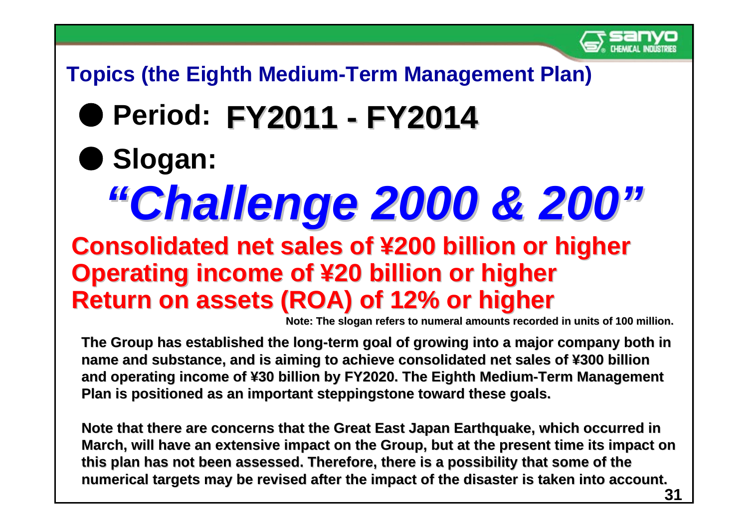## Topics (the Eighth Medium-Term Management Plan)

- **Period: FY2011 - FY2014**
- **Slogan:**

# ***"Challenge 2000 & 200"***

**Consolidated net sales of ¥200 billion or higher**
**Operating income of ¥20 billion or higher**
**Return on assets (ROA) of 12% or higher**

Note: The slogan refers to numeral amounts recorded in units of 100 million.

The Group has established the long-term goal of growing into a major company both in name and substance, and is aiming to achieve consolidated net sales of ¥300 billion and operating income of ¥30 billion by FY2020. The Eighth Medium-Term Management Plan is positioned as an important steppingstone toward these goals.

Note that there are concerns that the Great East Japan Earthquake, which occurred in March, will have an extensive impact on the Group, but at the present time its impact on this plan has not been assessed. Therefore, there is a possibility that some of the numerical targets may be revised after the impact of the disaster is taken into account.